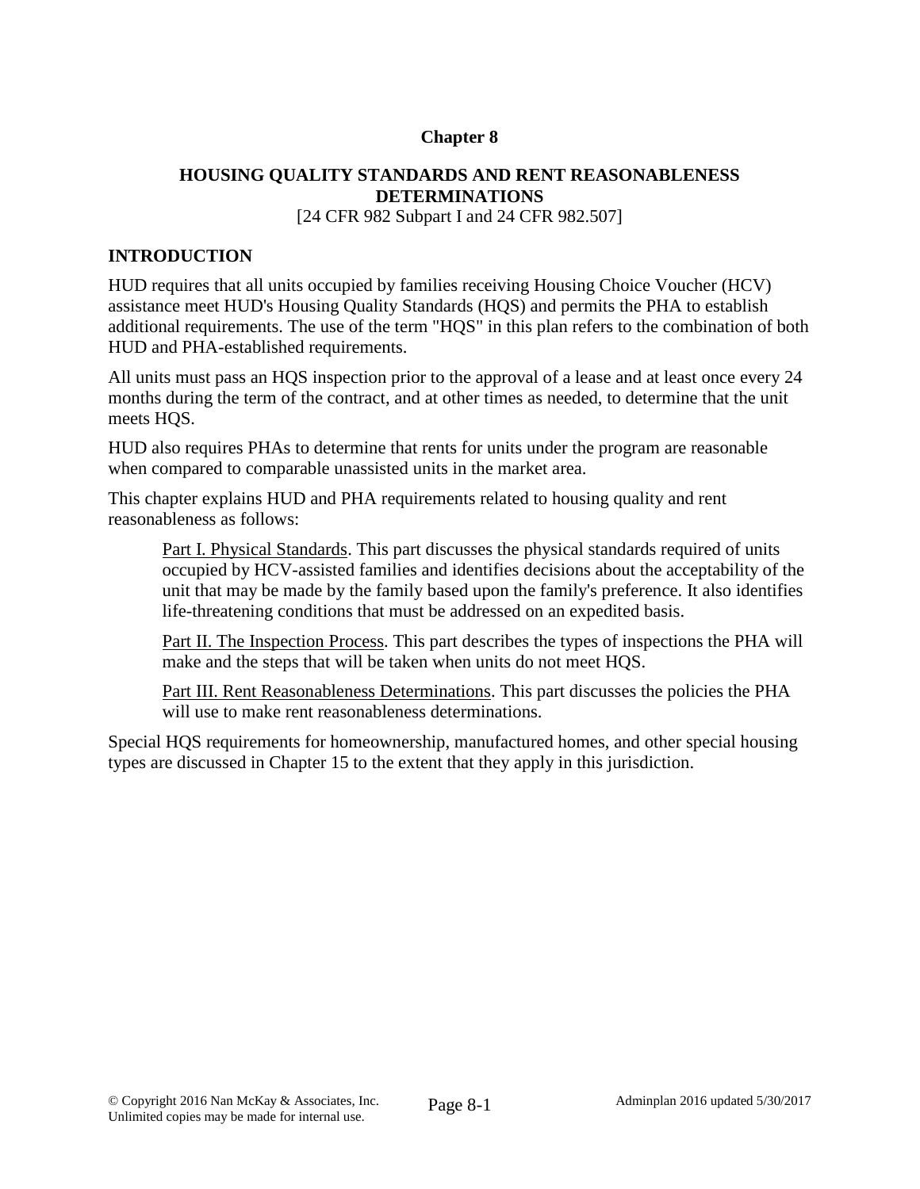# Chapter 8

## HOUSING QUALITY STANDARDS AND RENT REASONABLENESS DETERMINATIONS

[24 CFR 982 Subpart I and 24 CFR 982.507]

## INTRODUCTION

HUD requires that all units occupied by families receiving Housing Choice Voucher (HCV) assistance meet HUD's Housing Quality Standards (HQS) and permits the PHA to establish additional requirements. The use of the term "HQS" in this plan refers to the combination of both HUD and PHA-established requirements.

All units must pass an HQS inspection prior to the approval of a lease and at least once every 24 months during the term of the contract, and at other times as needed, to determine that the unit meets HQS.

HUD also requires PHAs to determine that rents for units under the program are reasonable when compared to comparable unassisted units in the market area.

This chapter explains HUD and PHA requirements related to housing quality and rent reasonableness as follows:

> Part I. Physical Standards. This part discusses the physical standards required of units occupied by HCV-assisted families and identifies decisions about the acceptability of the unit that may be made by the family based upon the family's preference. It also identifies life-threatening conditions that must be addressed on an expedited basis.
>
> Part II. The Inspection Process. This part describes the types of inspections the PHA will make and the steps that will be taken when units do not meet HQS.
>
> Part III. Rent Reasonableness Determinations. This part discusses the policies the PHA will use to make rent reasonableness determinations.

Special HQS requirements for homeownership, manufactured homes, and other special housing types are discussed in Chapter 15 to the extent that they apply in this jurisdiction.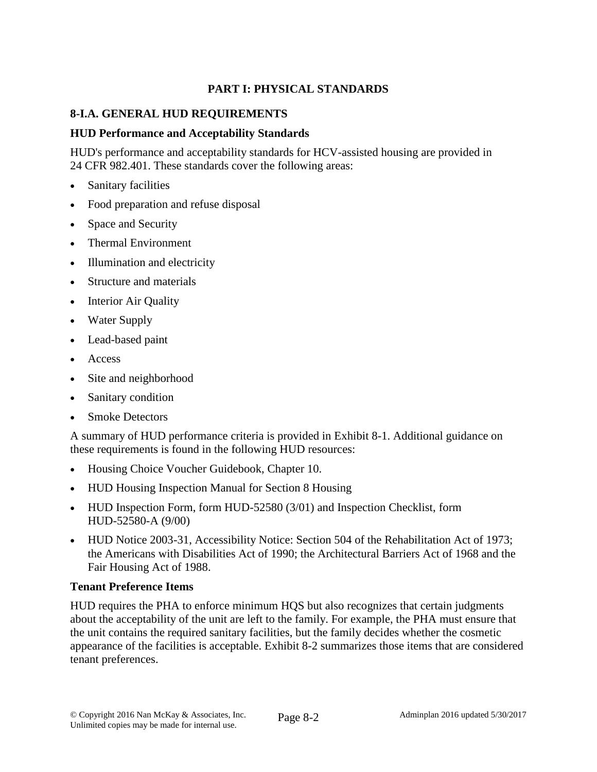# PART I: PHYSICAL STANDARDS

## 8-I.A. GENERAL HUD REQUIREMENTS

### HUD Performance and Acceptability Standards

HUD's performance and acceptability standards for HCV-assisted housing are provided in 24 CFR 982.401. These standards cover the following areas:

- Sanitary facilities
- Food preparation and refuse disposal
- Space and Security
- Thermal Environment
- Illumination and electricity
- Structure and materials
- Interior Air Quality
- Water Supply
- Lead-based paint
- Access
- Site and neighborhood
- Sanitary condition
- Smoke Detectors

A summary of HUD performance criteria is provided in Exhibit 8-1. Additional guidance on these requirements is found in the following HUD resources:

- Housing Choice Voucher Guidebook, Chapter 10.
- HUD Housing Inspection Manual for Section 8 Housing
- HUD Inspection Form, form HUD-52580 (3/01) and Inspection Checklist, form HUD-52580-A (9/00)
- HUD Notice 2003-31, Accessibility Notice: Section 504 of the Rehabilitation Act of 1973; the Americans with Disabilities Act of 1990; the Architectural Barriers Act of 1968 and the Fair Housing Act of 1988.

### Tenant Preference Items

HUD requires the PHA to enforce minimum HQS but also recognizes that certain judgments about the acceptability of the unit are left to the family. For example, the PHA must ensure that the unit contains the required sanitary facilities, but the family decides whether the cosmetic appearance of the facilities is acceptable. Exhibit 8-2 summarizes those items that are considered tenant preferences.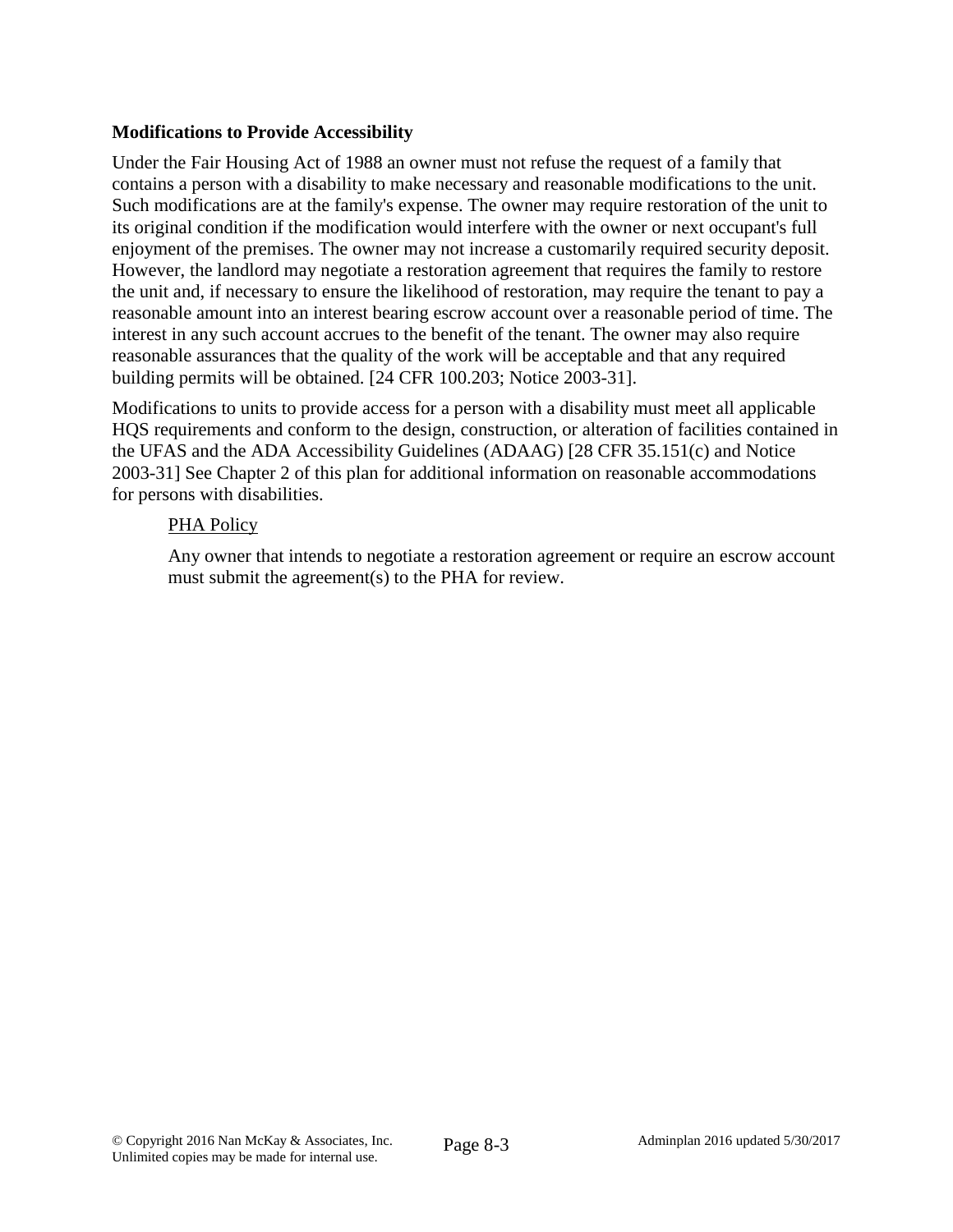**Modifications to Provide Accessibility**

Under the Fair Housing Act of 1988 an owner must not refuse the request of a family that contains a person with a disability to make necessary and reasonable modifications to the unit. Such modifications are at the family's expense. The owner may require restoration of the unit to its original condition if the modification would interfere with the owner or next occupant's full enjoyment of the premises. The owner may not increase a customarily required security deposit. However, the landlord may negotiate a restoration agreement that requires the family to restore the unit and, if necessary to ensure the likelihood of restoration, may require the tenant to pay a reasonable amount into an interest bearing escrow account over a reasonable period of time. The interest in any such account accrues to the benefit of the tenant. The owner may also require reasonable assurances that the quality of the work will be acceptable and that any required building permits will be obtained. [24 CFR 100.203; Notice 2003-31].

Modifications to units to provide access for a person with a disability must meet all applicable HQS requirements and conform to the design, construction, or alteration of facilities contained in the UFAS and the ADA Accessibility Guidelines (ADAAG) [28 CFR 35.151(c) and Notice 2003-31] See Chapter 2 of this plan for additional information on reasonable accommodations for persons with disabilities.

> <u>PHA Policy</u>
>
> Any owner that intends to negotiate a restoration agreement or require an escrow account must submit the agreement(s) to the PHA for review.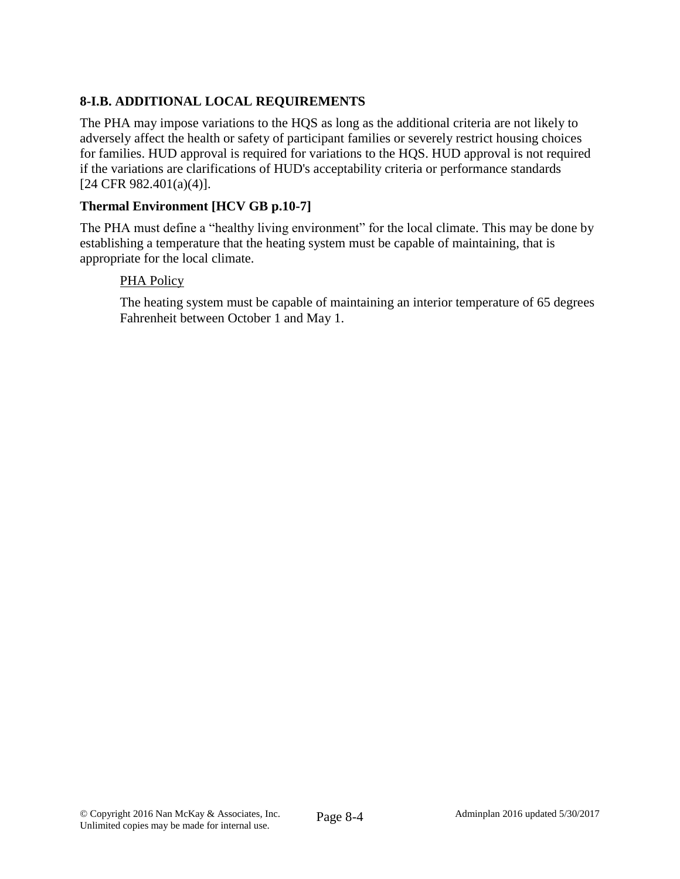## 8-I.B. ADDITIONAL LOCAL REQUIREMENTS

The PHA may impose variations to the HQS as long as the additional criteria are not likely to adversely affect the health or safety of participant families or severely restrict housing choices for families. HUD approval is required for variations to the HQS. HUD approval is not required if the variations are clarifications of HUD's acceptability criteria or performance standards [24 CFR 982.401(a)(4)].

### Thermal Environment [HCV GB p.10-7]

The PHA must define a "healthy living environment" for the local climate. This may be done by establishing a temperature that the heating system must be capable of maintaining, that is appropriate for the local climate.

> PHA Policy
>
> The heating system must be capable of maintaining an interior temperature of 65 degrees Fahrenheit between October 1 and May 1.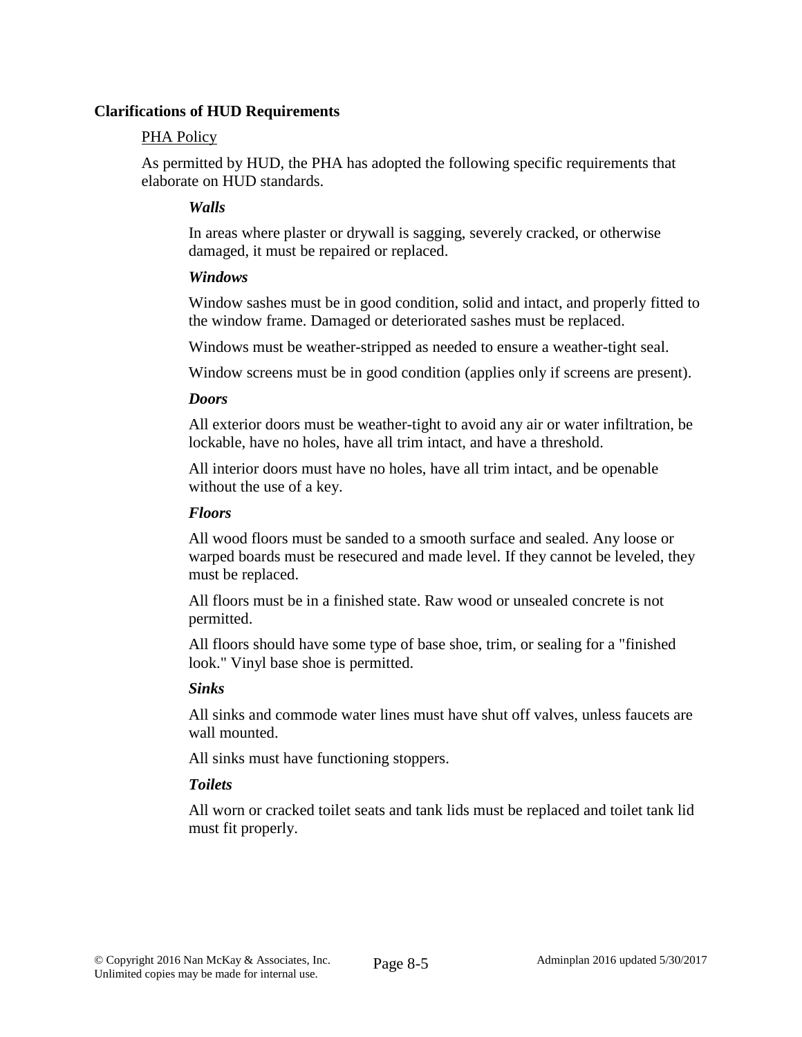**Clarifications of HUD Requirements**

PHA Policy

As permitted by HUD, the PHA has adopted the following specific requirements that elaborate on HUD standards.

***Walls***

In areas where plaster or drywall is sagging, severely cracked, or otherwise damaged, it must be repaired or replaced.

***Windows***

Window sashes must be in good condition, solid and intact, and properly fitted to the window frame. Damaged or deteriorated sashes must be replaced.

Windows must be weather-stripped as needed to ensure a weather-tight seal.

Window screens must be in good condition (applies only if screens are present).

***Doors***

All exterior doors must be weather-tight to avoid any air or water infiltration, be lockable, have no holes, have all trim intact, and have a threshold.

All interior doors must have no holes, have all trim intact, and be openable without the use of a key.

***Floors***

All wood floors must be sanded to a smooth surface and sealed. Any loose or warped boards must be resecured and made level. If they cannot be leveled, they must be replaced.

All floors must be in a finished state. Raw wood or unsealed concrete is not permitted.

All floors should have some type of base shoe, trim, or sealing for a "finished look." Vinyl base shoe is permitted.

***Sinks***

All sinks and commode water lines must have shut off valves, unless faucets are wall mounted.

All sinks must have functioning stoppers.

***Toilets***

All worn or cracked toilet seats and tank lids must be replaced and toilet tank lid must fit properly.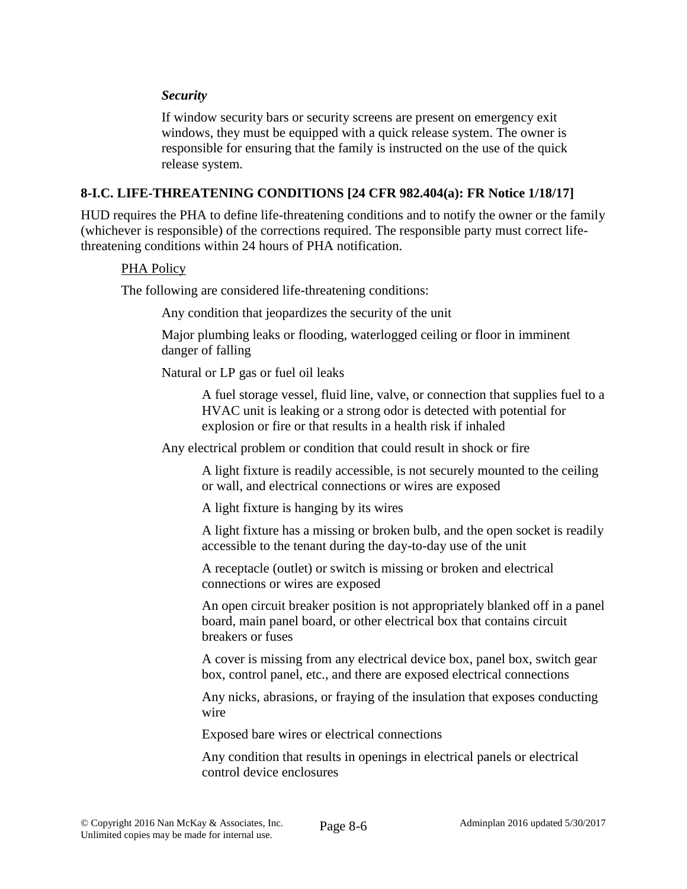***Security***

If window security bars or security screens are present on emergency exit windows, they must be equipped with a quick release system. The owner is responsible for ensuring that the family is instructed on the use of the quick release system.

## 8-I.C. LIFE-THREATENING CONDITIONS [24 CFR 982.404(a): FR Notice 1/18/17]

HUD requires the PHA to define life-threatening conditions and to notify the owner or the family (whichever is responsible) of the corrections required. The responsible party must correct life-threatening conditions within 24 hours of PHA notification.

<u>PHA Policy</u>

The following are considered life-threatening conditions:

Any condition that jeopardizes the security of the unit

Major plumbing leaks or flooding, waterlogged ceiling or floor in imminent danger of falling

Natural or LP gas or fuel oil leaks

A fuel storage vessel, fluid line, valve, or connection that supplies fuel to a HVAC unit is leaking or a strong odor is detected with potential for explosion or fire or that results in a health risk if inhaled

Any electrical problem or condition that could result in shock or fire

A light fixture is readily accessible, is not securely mounted to the ceiling or wall, and electrical connections or wires are exposed

A light fixture is hanging by its wires

A light fixture has a missing or broken bulb, and the open socket is readily accessible to the tenant during the day-to-day use of the unit

A receptacle (outlet) or switch is missing or broken and electrical connections or wires are exposed

An open circuit breaker position is not appropriately blanked off in a panel board, main panel board, or other electrical box that contains circuit breakers or fuses

A cover is missing from any electrical device box, panel box, switch gear box, control panel, etc., and there are exposed electrical connections

Any nicks, abrasions, or fraying of the insulation that exposes conducting wire

Exposed bare wires or electrical connections

Any condition that results in openings in electrical panels or electrical control device enclosures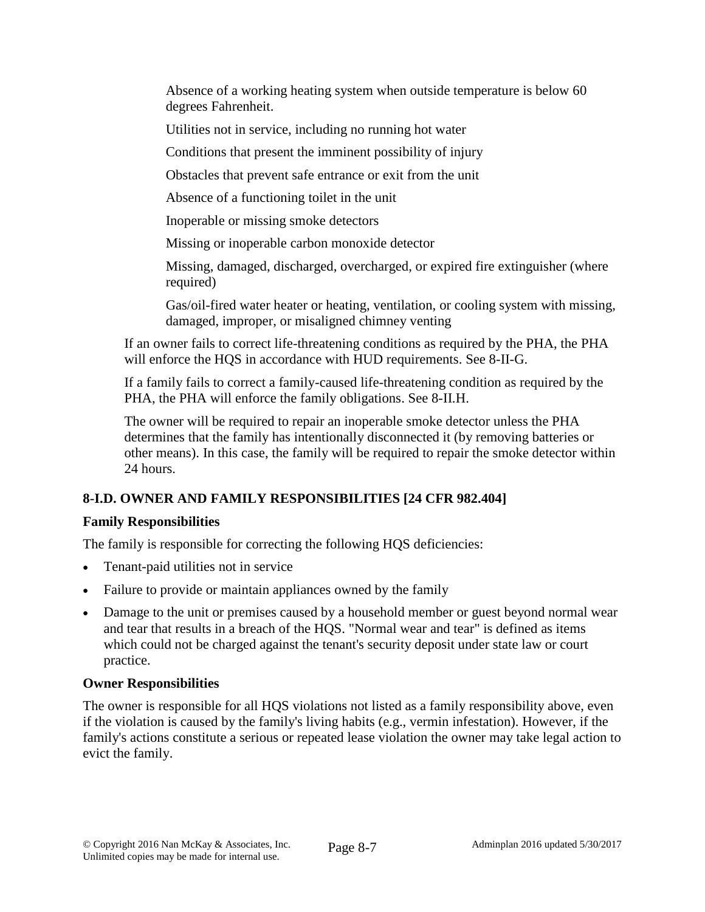Absence of a working heating system when outside temperature is below 60 degrees Fahrenheit.

Utilities not in service, including no running hot water

Conditions that present the imminent possibility of injury

Obstacles that prevent safe entrance or exit from the unit

Absence of a functioning toilet in the unit

Inoperable or missing smoke detectors

Missing or inoperable carbon monoxide detector

Missing, damaged, discharged, overcharged, or expired fire extinguisher (where required)

Gas/oil-fired water heater or heating, ventilation, or cooling system with missing, damaged, improper, or misaligned chimney venting

If an owner fails to correct life-threatening conditions as required by the PHA, the PHA will enforce the HQS in accordance with HUD requirements. See 8-II-G.

If a family fails to correct a family-caused life-threatening condition as required by the PHA, the PHA will enforce the family obligations. See 8-II.H.

The owner will be required to repair an inoperable smoke detector unless the PHA determines that the family has intentionally disconnected it (by removing batteries or other means). In this case, the family will be required to repair the smoke detector within 24 hours.

## 8-I.D. OWNER AND FAMILY RESPONSIBILITIES [24 CFR 982.404]

### Family Responsibilities

The family is responsible for correcting the following HQS deficiencies:

- Tenant-paid utilities not in service
- Failure to provide or maintain appliances owned by the family
- Damage to the unit or premises caused by a household member or guest beyond normal wear and tear that results in a breach of the HQS. "Normal wear and tear" is defined as items which could not be charged against the tenant's security deposit under state law or court practice.

### Owner Responsibilities

The owner is responsible for all HQS violations not listed as a family responsibility above, even if the violation is caused by the family's living habits (e.g., vermin infestation). However, if the family's actions constitute a serious or repeated lease violation the owner may take legal action to evict the family.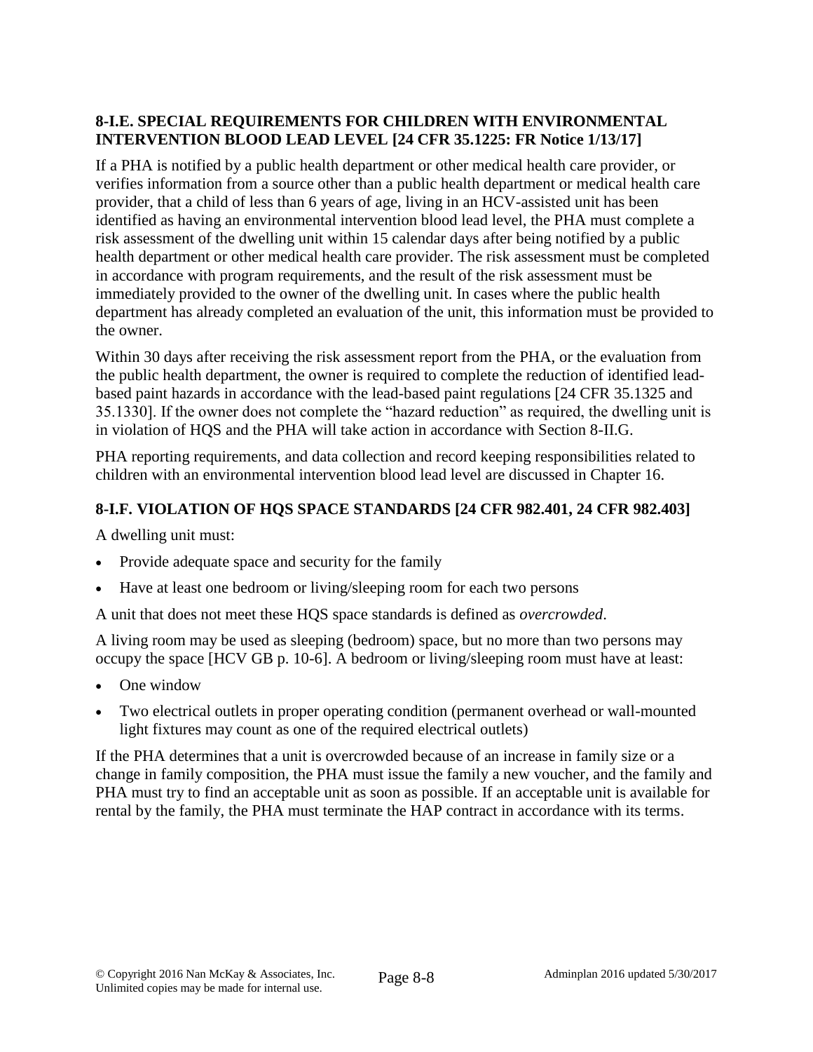### 8-I.E. SPECIAL REQUIREMENTS FOR CHILDREN WITH ENVIRONMENTAL INTERVENTION BLOOD LEAD LEVEL [24 CFR 35.1225: FR Notice 1/13/17]

If a PHA is notified by a public health department or other medical health care provider, or verifies information from a source other than a public health department or medical health care provider, that a child of less than 6 years of age, living in an HCV-assisted unit has been identified as having an environmental intervention blood lead level, the PHA must complete a risk assessment of the dwelling unit within 15 calendar days after being notified by a public health department or other medical health care provider. The risk assessment must be completed in accordance with program requirements, and the result of the risk assessment must be immediately provided to the owner of the dwelling unit. In cases where the public health department has already completed an evaluation of the unit, this information must be provided to the owner.

Within 30 days after receiving the risk assessment report from the PHA, or the evaluation from the public health department, the owner is required to complete the reduction of identified lead-based paint hazards in accordance with the lead-based paint regulations [24 CFR 35.1325 and 35.1330]. If the owner does not complete the "hazard reduction" as required, the dwelling unit is in violation of HQS and the PHA will take action in accordance with Section 8-II.G.

PHA reporting requirements, and data collection and record keeping responsibilities related to children with an environmental intervention blood lead level are discussed in Chapter 16.

### 8-I.F. VIOLATION OF HQS SPACE STANDARDS [24 CFR 982.401, 24 CFR 982.403]

A dwelling unit must:

- Provide adequate space and security for the family
- Have at least one bedroom or living/sleeping room for each two persons

A unit that does not meet these HQS space standards is defined as *overcrowded*.

A living room may be used as sleeping (bedroom) space, but no more than two persons may occupy the space [HCV GB p. 10-6]. A bedroom or living/sleeping room must have at least:

- One window
- Two electrical outlets in proper operating condition (permanent overhead or wall-mounted light fixtures may count as one of the required electrical outlets)

If the PHA determines that a unit is overcrowded because of an increase in family size or a change in family composition, the PHA must issue the family a new voucher, and the family and PHA must try to find an acceptable unit as soon as possible. If an acceptable unit is available for rental by the family, the PHA must terminate the HAP contract in accordance with its terms.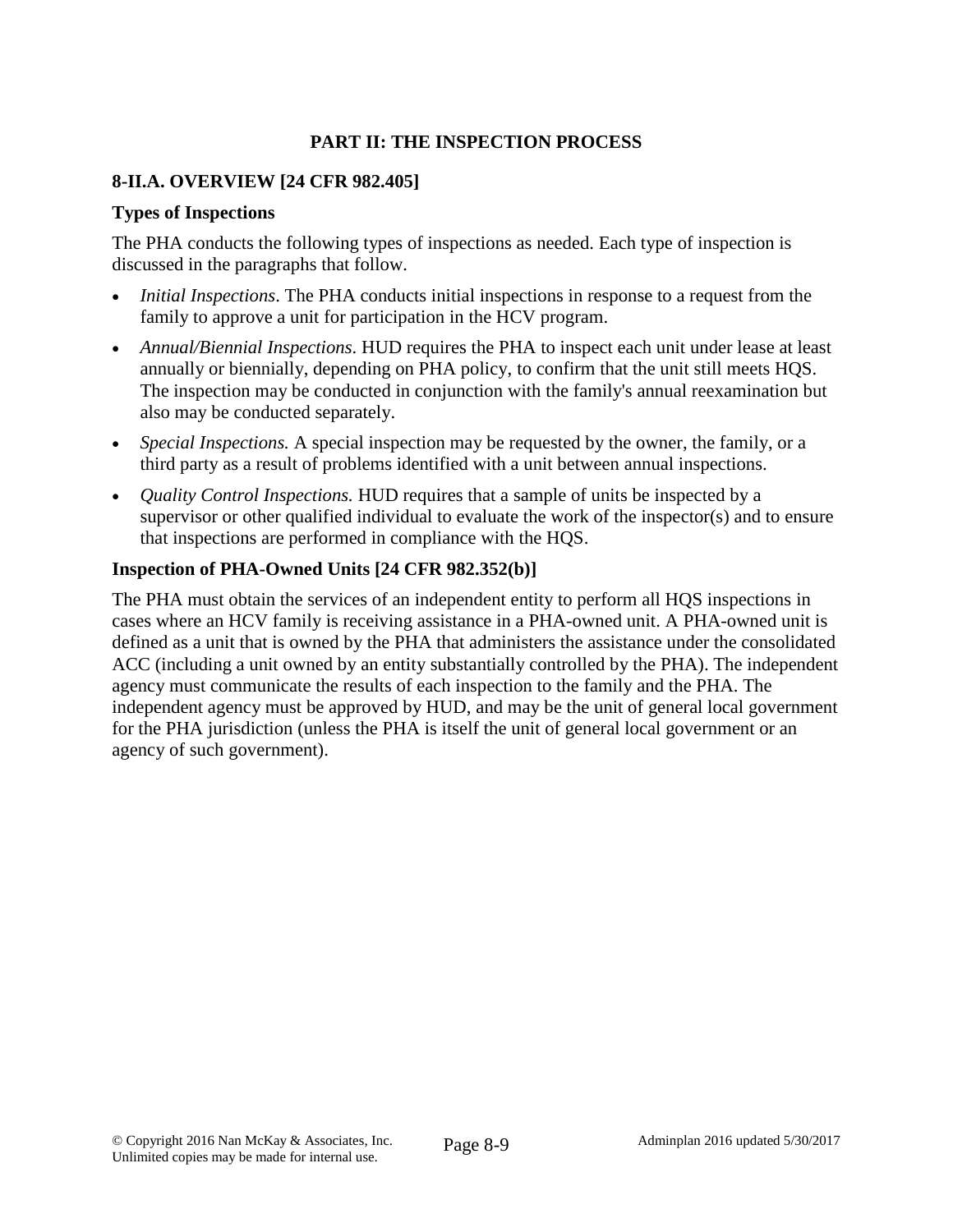## PART II: THE INSPECTION PROCESS

### 8-II.A. OVERVIEW [24 CFR 982.405]

#### Types of Inspections

The PHA conducts the following types of inspections as needed. Each type of inspection is discussed in the paragraphs that follow.

- *Initial Inspections*. The PHA conducts initial inspections in response to a request from the family to approve a unit for participation in the HCV program.
- *Annual/Biennial Inspections*. HUD requires the PHA to inspect each unit under lease at least annually or biennially, depending on PHA policy, to confirm that the unit still meets HQS. The inspection may be conducted in conjunction with the family's annual reexamination but also may be conducted separately.
- *Special Inspections.* A special inspection may be requested by the owner, the family, or a third party as a result of problems identified with a unit between annual inspections.
- *Quality Control Inspections.* HUD requires that a sample of units be inspected by a supervisor or other qualified individual to evaluate the work of the inspector(s) and to ensure that inspections are performed in compliance with the HQS.

#### Inspection of PHA-Owned Units [24 CFR 982.352(b)]

The PHA must obtain the services of an independent entity to perform all HQS inspections in cases where an HCV family is receiving assistance in a PHA-owned unit. A PHA-owned unit is defined as a unit that is owned by the PHA that administers the assistance under the consolidated ACC (including a unit owned by an entity substantially controlled by the PHA). The independent agency must communicate the results of each inspection to the family and the PHA. The independent agency must be approved by HUD, and may be the unit of general local government for the PHA jurisdiction (unless the PHA is itself the unit of general local government or an agency of such government).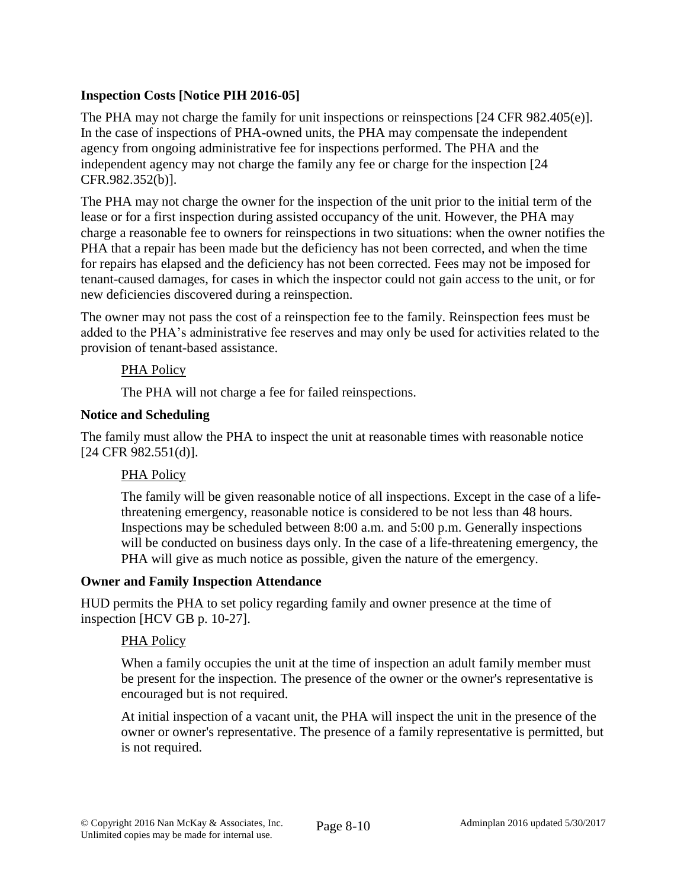**Inspection Costs [Notice PIH 2016-05]**

The PHA may not charge the family for unit inspections or reinspections [24 CFR 982.405(e)]. In the case of inspections of PHA-owned units, the PHA may compensate the independent agency from ongoing administrative fee for inspections performed. The PHA and the independent agency may not charge the family any fee or charge for the inspection [24 CFR.982.352(b)].

The PHA may not charge the owner for the inspection of the unit prior to the initial term of the lease or for a first inspection during assisted occupancy of the unit. However, the PHA may charge a reasonable fee to owners for reinspections in two situations: when the owner notifies the PHA that a repair has been made but the deficiency has not been corrected, and when the time for repairs has elapsed and the deficiency has not been corrected. Fees may not be imposed for tenant-caused damages, for cases in which the inspector could not gain access to the unit, or for new deficiencies discovered during a reinspection.

The owner may not pass the cost of a reinspection fee to the family. Reinspection fees must be added to the PHA's administrative fee reserves and may only be used for activities related to the provision of tenant-based assistance.

> PHA Policy
>
> The PHA will not charge a fee for failed reinspections.

**Notice and Scheduling**

The family must allow the PHA to inspect the unit at reasonable times with reasonable notice [24 CFR 982.551(d)].

> PHA Policy
>
> The family will be given reasonable notice of all inspections. Except in the case of a life-threatening emergency, reasonable notice is considered to be not less than 48 hours. Inspections may be scheduled between 8:00 a.m. and 5:00 p.m. Generally inspections will be conducted on business days only. In the case of a life-threatening emergency, the PHA will give as much notice as possible, given the nature of the emergency.

**Owner and Family Inspection Attendance**

HUD permits the PHA to set policy regarding family and owner presence at the time of inspection [HCV GB p. 10-27].

> PHA Policy
>
> When a family occupies the unit at the time of inspection an adult family member must be present for the inspection. The presence of the owner or the owner's representative is encouraged but is not required.
>
> At initial inspection of a vacant unit, the PHA will inspect the unit in the presence of the owner or owner's representative. The presence of a family representative is permitted, but is not required.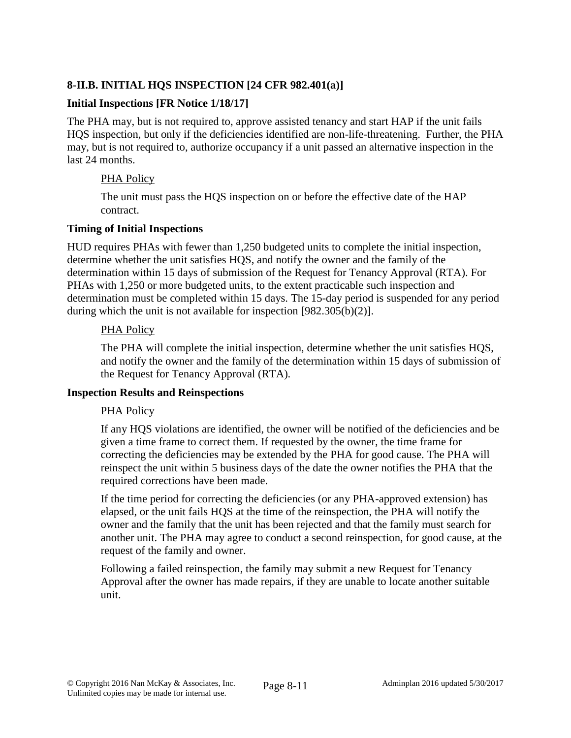## 8-II.B. INITIAL HQS INSPECTION [24 CFR 982.401(a)]

### Initial Inspections [FR Notice 1/18/17]

The PHA may, but is not required to, approve assisted tenancy and start HAP if the unit fails HQS inspection, but only if the deficiencies identified are non-life-threatening. Further, the PHA may, but is not required to, authorize occupancy if a unit passed an alternative inspection in the last 24 months.

> PHA Policy
>
> The unit must pass the HQS inspection on or before the effective date of the HAP contract.

### Timing of Initial Inspections

HUD requires PHAs with fewer than 1,250 budgeted units to complete the initial inspection, determine whether the unit satisfies HQS, and notify the owner and the family of the determination within 15 days of submission of the Request for Tenancy Approval (RTA). For PHAs with 1,250 or more budgeted units, to the extent practicable such inspection and determination must be completed within 15 days. The 15-day period is suspended for any period during which the unit is not available for inspection [982.305(b)(2)].

> PHA Policy
>
> The PHA will complete the initial inspection, determine whether the unit satisfies HQS, and notify the owner and the family of the determination within 15 days of submission of the Request for Tenancy Approval (RTA).

### Inspection Results and Reinspections

> PHA Policy
>
> If any HQS violations are identified, the owner will be notified of the deficiencies and be given a time frame to correct them. If requested by the owner, the time frame for correcting the deficiencies may be extended by the PHA for good cause. The PHA will reinspect the unit within 5 business days of the date the owner notifies the PHA that the required corrections have been made.
>
> If the time period for correcting the deficiencies (or any PHA-approved extension) has elapsed, or the unit fails HQS at the time of the reinspection, the PHA will notify the owner and the family that the unit has been rejected and that the family must search for another unit. The PHA may agree to conduct a second reinspection, for good cause, at the request of the family and owner.
>
> Following a failed reinspection, the family may submit a new Request for Tenancy Approval after the owner has made repairs, if they are unable to locate another suitable unit.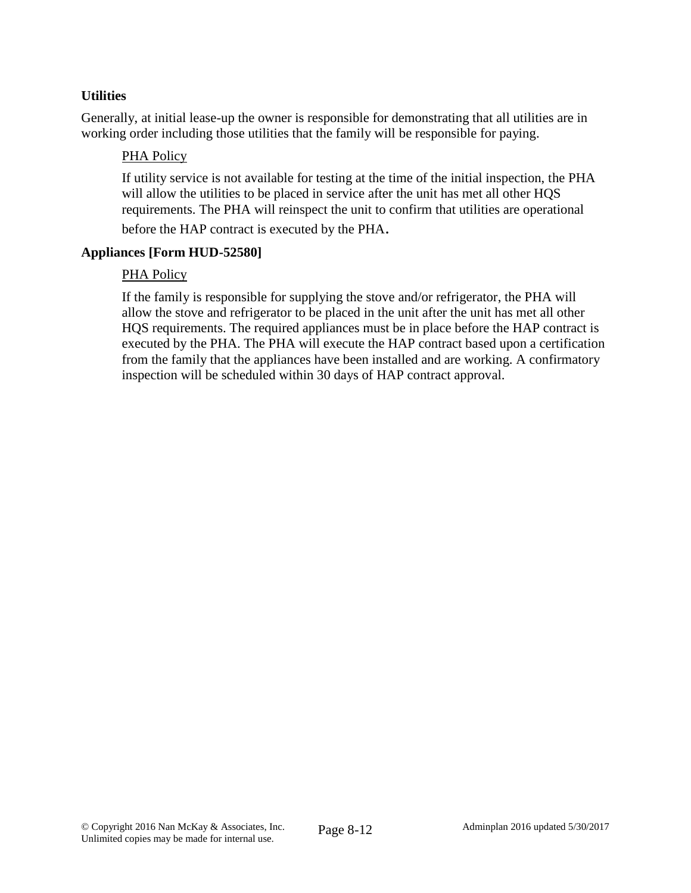**Utilities**

Generally, at initial lease-up the owner is responsible for demonstrating that all utilities are in working order including those utilities that the family will be responsible for paying.

> PHA Policy
>
> If utility service is not available for testing at the time of the initial inspection, the PHA will allow the utilities to be placed in service after the unit has met all other HQS requirements. The PHA will reinspect the unit to confirm that utilities are operational before the HAP contract is executed by the PHA.

**Appliances [Form HUD-52580]**

> PHA Policy
>
> If the family is responsible for supplying the stove and/or refrigerator, the PHA will allow the stove and refrigerator to be placed in the unit after the unit has met all other HQS requirements. The required appliances must be in place before the HAP contract is executed by the PHA. The PHA will execute the HAP contract based upon a certification from the family that the appliances have been installed and are working. A confirmatory inspection will be scheduled within 30 days of HAP contract approval.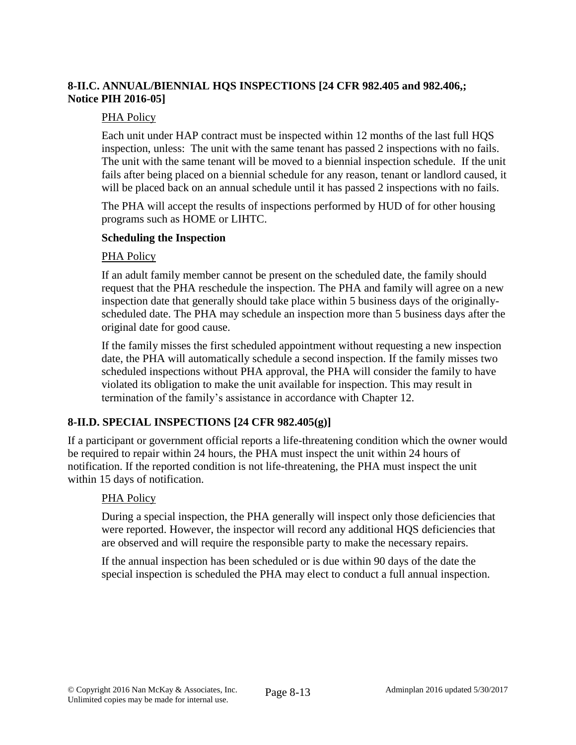### 8-II.C. ANNUAL/BIENNIAL HQS INSPECTIONS [24 CFR 982.405 and 982.406,; Notice PIH 2016-05]

PHA Policy

Each unit under HAP contract must be inspected within 12 months of the last full HQS inspection, unless:  The unit with the same tenant has passed 2 inspections with no fails. The unit with the same tenant will be moved to a biennial inspection schedule.  If the unit fails after being placed on a biennial schedule for any reason, tenant or landlord caused, it will be placed back on an annual schedule until it has passed 2 inspections with no fails.

The PHA will accept the results of inspections performed by HUD of for other housing programs such as HOME or LIHTC.

**Scheduling the Inspection**

PHA Policy

If an adult family member cannot be present on the scheduled date, the family should request that the PHA reschedule the inspection. The PHA and family will agree on a new inspection date that generally should take place within 5 business days of the originally-scheduled date. The PHA may schedule an inspection more than 5 business days after the original date for good cause.

If the family misses the first scheduled appointment without requesting a new inspection date, the PHA will automatically schedule a second inspection. If the family misses two scheduled inspections without PHA approval, the PHA will consider the family to have violated its obligation to make the unit available for inspection. This may result in termination of the family's assistance in accordance with Chapter 12.

### 8-II.D. SPECIAL INSPECTIONS [24 CFR 982.405(g)]

If a participant or government official reports a life-threatening condition which the owner would be required to repair within 24 hours, the PHA must inspect the unit within 24 hours of notification. If the reported condition is not life-threatening, the PHA must inspect the unit within 15 days of notification.

PHA Policy

During a special inspection, the PHA generally will inspect only those deficiencies that were reported. However, the inspector will record any additional HQS deficiencies that are observed and will require the responsible party to make the necessary repairs.

If the annual inspection has been scheduled or is due within 90 days of the date the special inspection is scheduled the PHA may elect to conduct a full annual inspection.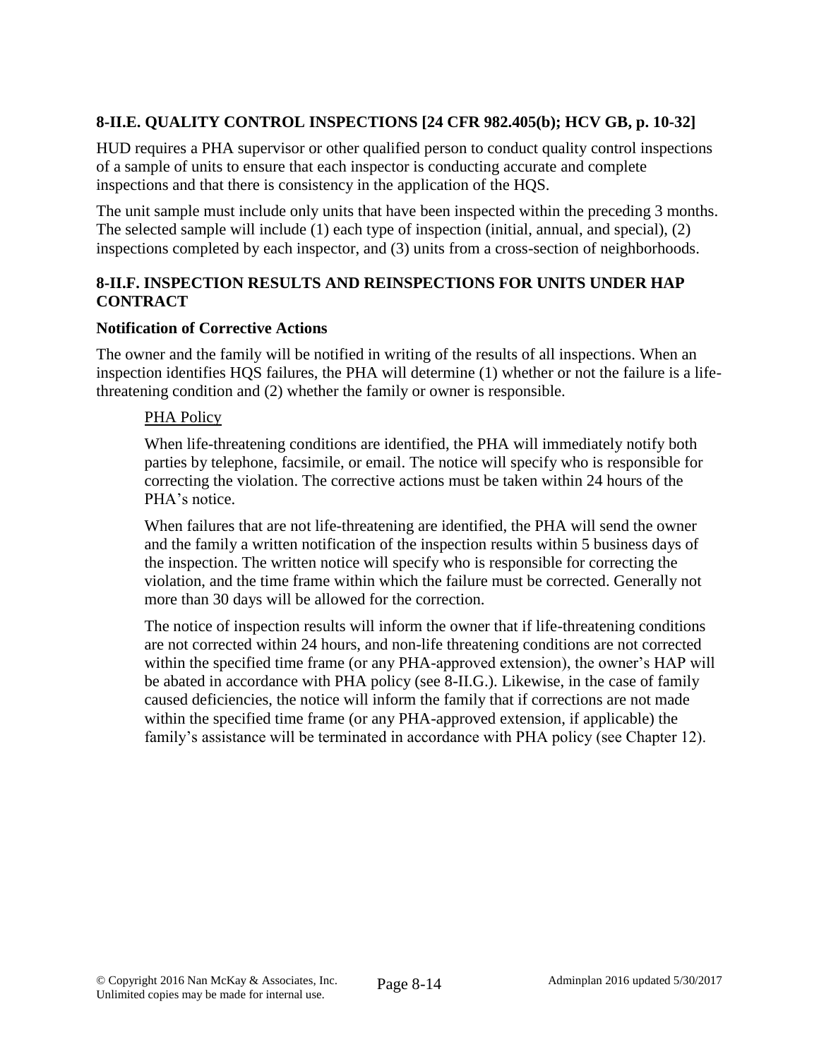## 8-II.E. QUALITY CONTROL INSPECTIONS [24 CFR 982.405(b); HCV GB, p. 10-32]

HUD requires a PHA supervisor or other qualified person to conduct quality control inspections of a sample of units to ensure that each inspector is conducting accurate and complete inspections and that there is consistency in the application of the HQS.

The unit sample must include only units that have been inspected within the preceding 3 months. The selected sample will include (1) each type of inspection (initial, annual, and special), (2) inspections completed by each inspector, and (3) units from a cross-section of neighborhoods.

## 8-II.F. INSPECTION RESULTS AND REINSPECTIONS FOR UNITS UNDER HAP CONTRACT

### Notification of Corrective Actions

The owner and the family will be notified in writing of the results of all inspections. When an inspection identifies HQS failures, the PHA will determine (1) whether or not the failure is a life-threatening condition and (2) whether the family or owner is responsible.

<u>PHA Policy</u>

When life-threatening conditions are identified, the PHA will immediately notify both parties by telephone, facsimile, or email. The notice will specify who is responsible for correcting the violation. The corrective actions must be taken within 24 hours of the PHA's notice.

When failures that are not life-threatening are identified, the PHA will send the owner and the family a written notification of the inspection results within 5 business days of the inspection. The written notice will specify who is responsible for correcting the violation, and the time frame within which the failure must be corrected. Generally not more than 30 days will be allowed for the correction.

The notice of inspection results will inform the owner that if life-threatening conditions are not corrected within 24 hours, and non-life threatening conditions are not corrected within the specified time frame (or any PHA-approved extension), the owner's HAP will be abated in accordance with PHA policy (see 8-II.G.). Likewise, in the case of family caused deficiencies, the notice will inform the family that if corrections are not made within the specified time frame (or any PHA-approved extension, if applicable) the family's assistance will be terminated in accordance with PHA policy (see Chapter 12).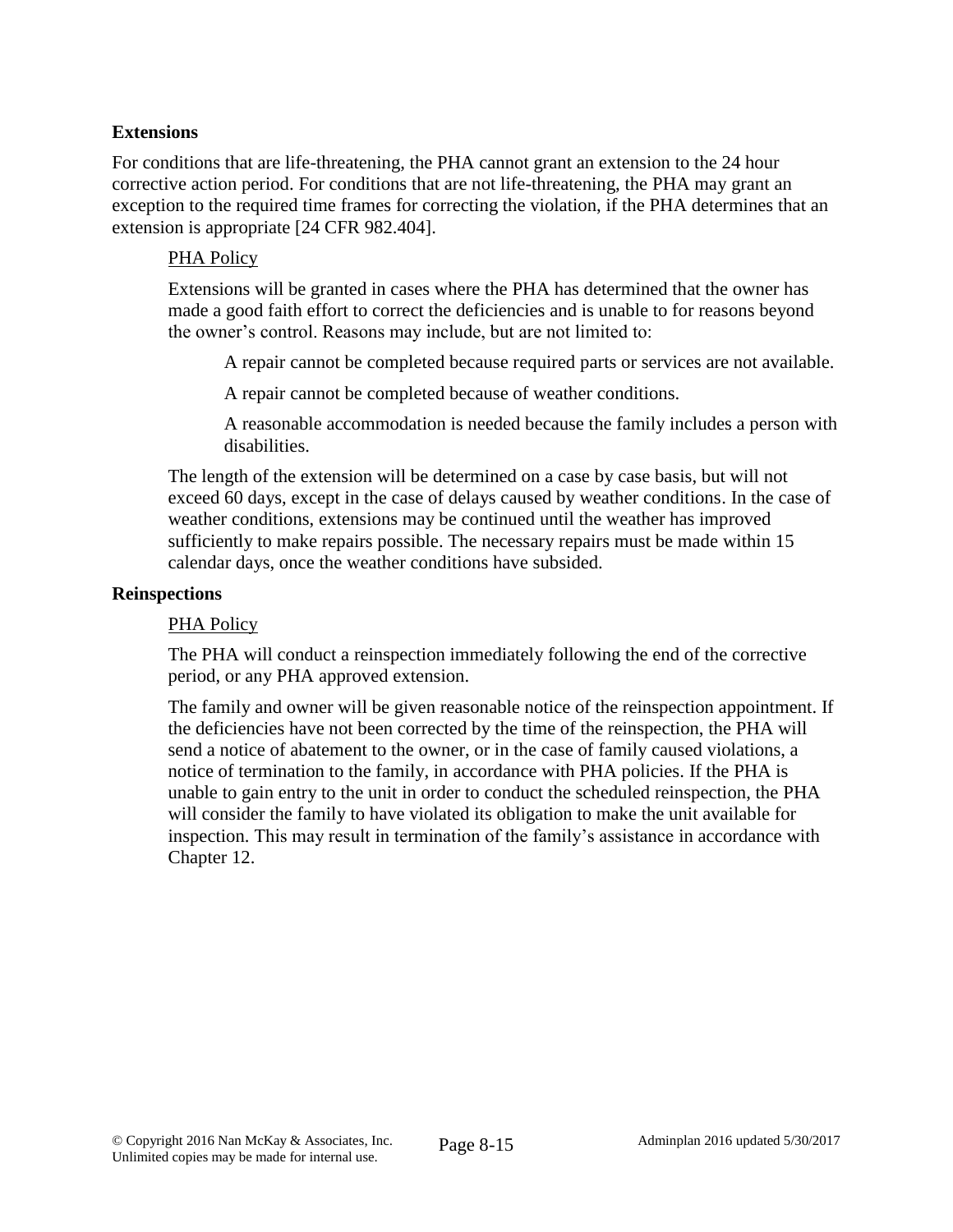**Extensions**

For conditions that are life-threatening, the PHA cannot grant an extension to the 24 hour corrective action period. For conditions that are not life-threatening, the PHA may grant an exception to the required time frames for correcting the violation, if the PHA determines that an extension is appropriate [24 CFR 982.404].

PHA Policy

Extensions will be granted in cases where the PHA has determined that the owner has made a good faith effort to correct the deficiencies and is unable to for reasons beyond the owner's control. Reasons may include, but are not limited to:

A repair cannot be completed because required parts or services are not available.

A repair cannot be completed because of weather conditions.

A reasonable accommodation is needed because the family includes a person with disabilities.

The length of the extension will be determined on a case by case basis, but will not exceed 60 days, except in the case of delays caused by weather conditions. In the case of weather conditions, extensions may be continued until the weather has improved sufficiently to make repairs possible. The necessary repairs must be made within 15 calendar days, once the weather conditions have subsided.

**Reinspections**

PHA Policy

The PHA will conduct a reinspection immediately following the end of the corrective period, or any PHA approved extension.

The family and owner will be given reasonable notice of the reinspection appointment. If the deficiencies have not been corrected by the time of the reinspection, the PHA will send a notice of abatement to the owner, or in the case of family caused violations, a notice of termination to the family, in accordance with PHA policies. If the PHA is unable to gain entry to the unit in order to conduct the scheduled reinspection, the PHA will consider the family to have violated its obligation to make the unit available for inspection. This may result in termination of the family's assistance in accordance with Chapter 12.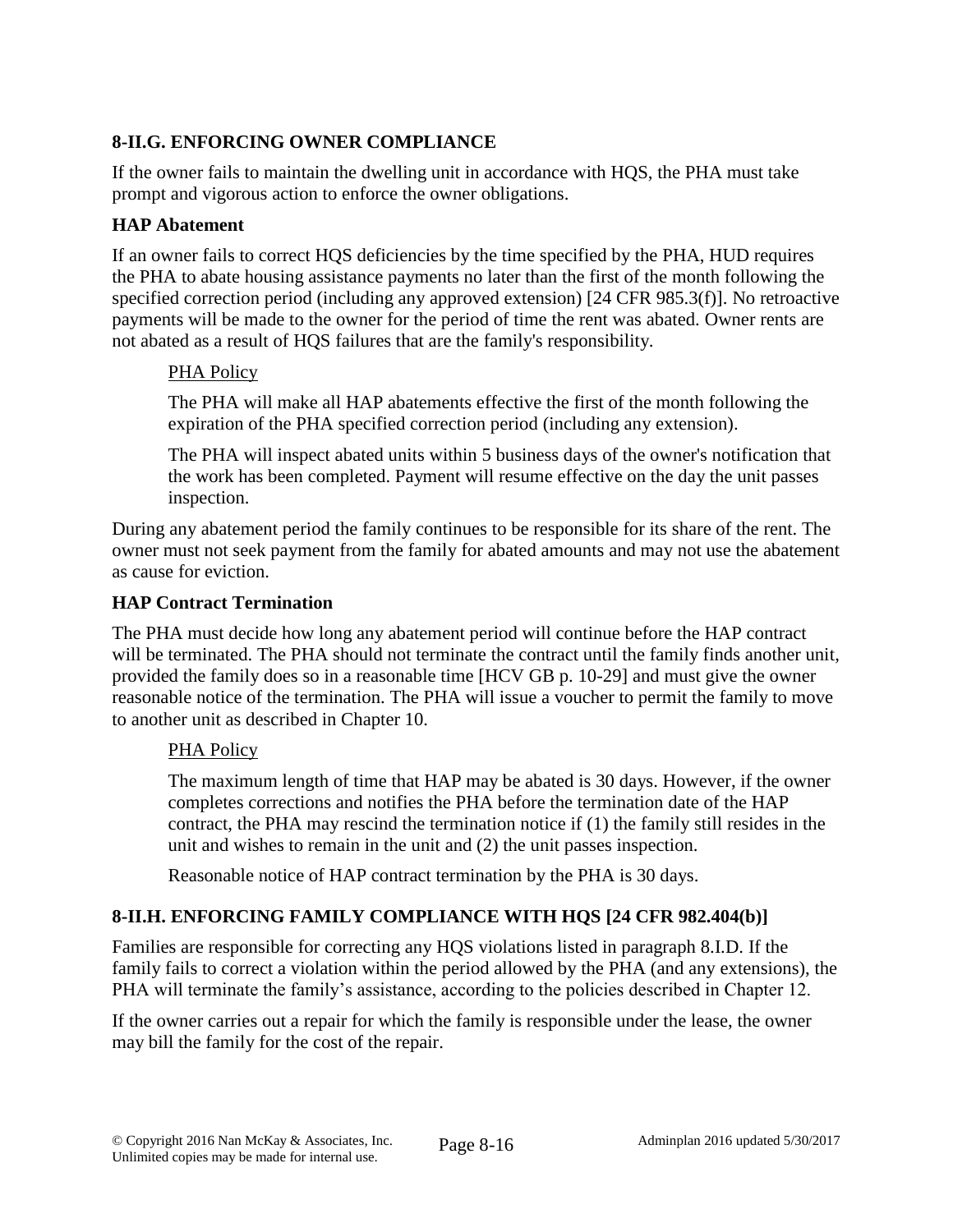## 8-II.G. ENFORCING OWNER COMPLIANCE

If the owner fails to maintain the dwelling unit in accordance with HQS, the PHA must take prompt and vigorous action to enforce the owner obligations.

### HAP Abatement

If an owner fails to correct HQS deficiencies by the time specified by the PHA, HUD requires the PHA to abate housing assistance payments no later than the first of the month following the specified correction period (including any approved extension) [24 CFR 985.3(f)]. No retroactive payments will be made to the owner for the period of time the rent was abated. Owner rents are not abated as a result of HQS failures that are the family's responsibility.

> PHA Policy
>
> The PHA will make all HAP abatements effective the first of the month following the expiration of the PHA specified correction period (including any extension).
>
> The PHA will inspect abated units within 5 business days of the owner's notification that the work has been completed. Payment will resume effective on the day the unit passes inspection.

During any abatement period the family continues to be responsible for its share of the rent. The owner must not seek payment from the family for abated amounts and may not use the abatement as cause for eviction.

### HAP Contract Termination

The PHA must decide how long any abatement period will continue before the HAP contract will be terminated. The PHA should not terminate the contract until the family finds another unit, provided the family does so in a reasonable time [HCV GB p. 10-29] and must give the owner reasonable notice of the termination. The PHA will issue a voucher to permit the family to move to another unit as described in Chapter 10.

> PHA Policy
>
> The maximum length of time that HAP may be abated is 30 days. However, if the owner completes corrections and notifies the PHA before the termination date of the HAP contract, the PHA may rescind the termination notice if (1) the family still resides in the unit and wishes to remain in the unit and (2) the unit passes inspection.
>
> Reasonable notice of HAP contract termination by the PHA is 30 days.

## 8-II.H. ENFORCING FAMILY COMPLIANCE WITH HQS [24 CFR 982.404(b)]

Families are responsible for correcting any HQS violations listed in paragraph 8.I.D. If the family fails to correct a violation within the period allowed by the PHA (and any extensions), the PHA will terminate the family's assistance, according to the policies described in Chapter 12.

If the owner carries out a repair for which the family is responsible under the lease, the owner may bill the family for the cost of the repair.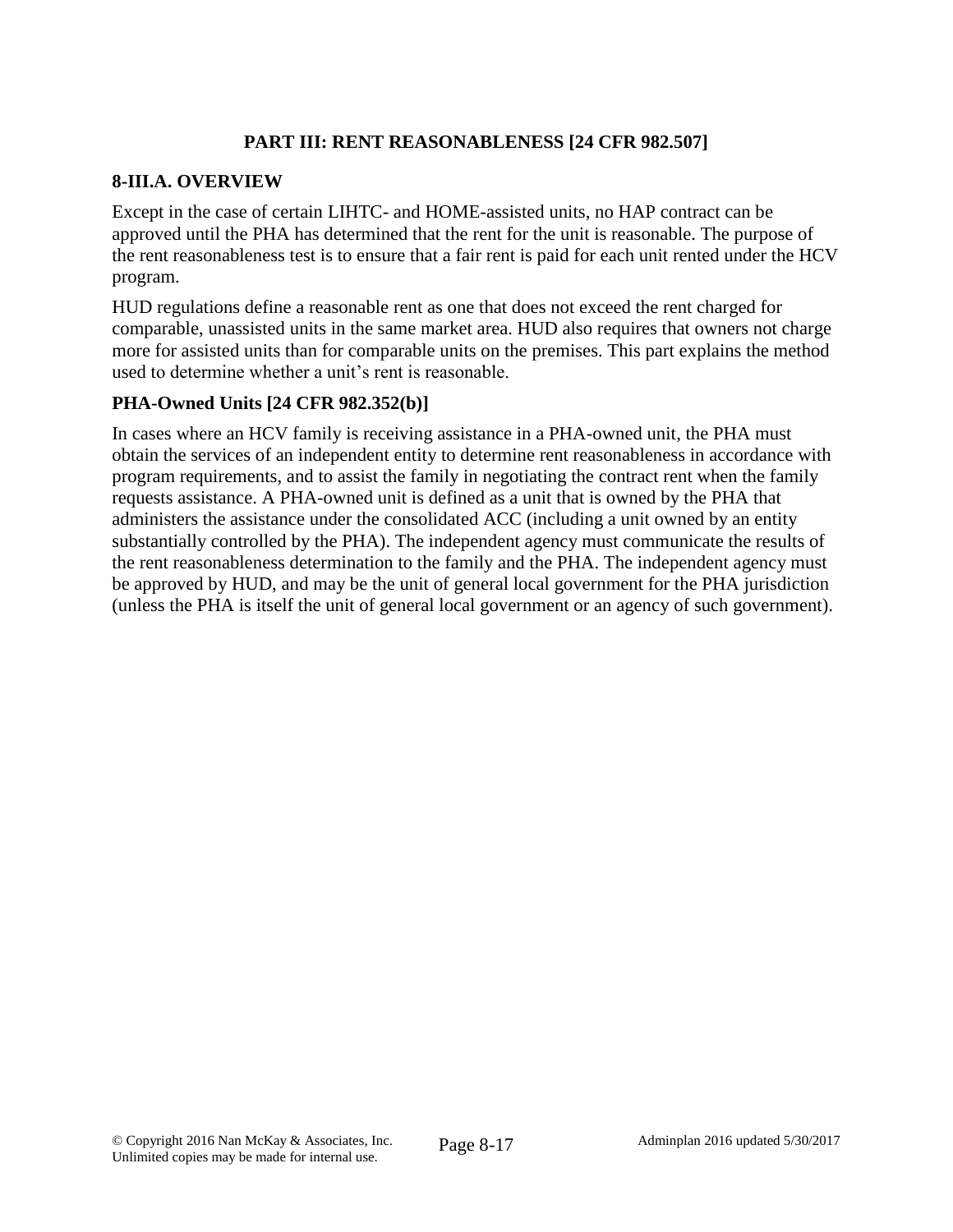## PART III: RENT REASONABLENESS [24 CFR 982.507]

### 8-III.A. OVERVIEW

Except in the case of certain LIHTC- and HOME-assisted units, no HAP contract can be approved until the PHA has determined that the rent for the unit is reasonable. The purpose of the rent reasonableness test is to ensure that a fair rent is paid for each unit rented under the HCV program.

HUD regulations define a reasonable rent as one that does not exceed the rent charged for comparable, unassisted units in the same market area. HUD also requires that owners not charge more for assisted units than for comparable units on the premises. This part explains the method used to determine whether a unit's rent is reasonable.

### PHA-Owned Units [24 CFR 982.352(b)]

In cases where an HCV family is receiving assistance in a PHA-owned unit, the PHA must obtain the services of an independent entity to determine rent reasonableness in accordance with program requirements, and to assist the family in negotiating the contract rent when the family requests assistance. A PHA-owned unit is defined as a unit that is owned by the PHA that administers the assistance under the consolidated ACC (including a unit owned by an entity substantially controlled by the PHA). The independent agency must communicate the results of the rent reasonableness determination to the family and the PHA. The independent agency must be approved by HUD, and may be the unit of general local government for the PHA jurisdiction (unless the PHA is itself the unit of general local government or an agency of such government).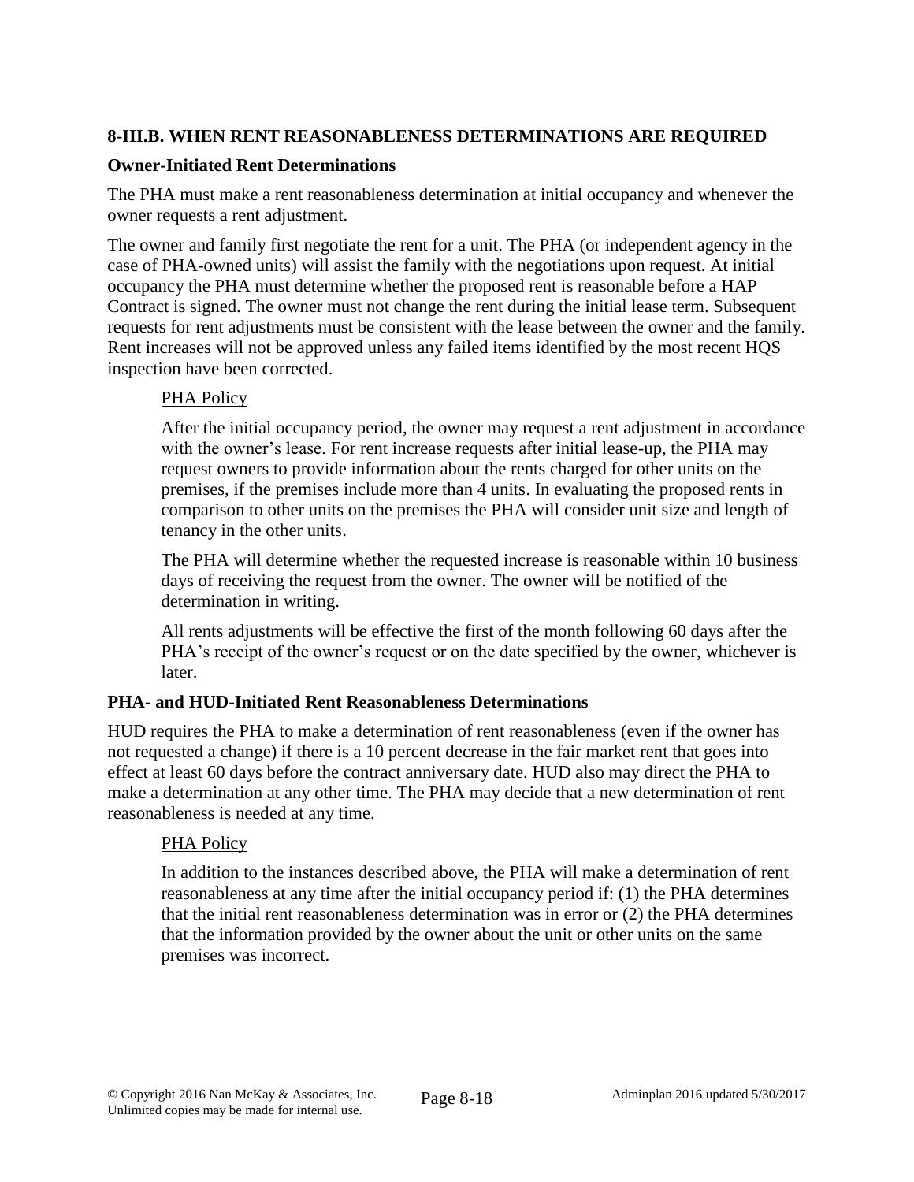## 8-III.B. WHEN RENT REASONABLENESS DETERMINATIONS ARE REQUIRED

### Owner-Initiated Rent Determinations

The PHA must make a rent reasonableness determination at initial occupancy and whenever the owner requests a rent adjustment.

The owner and family first negotiate the rent for a unit. The PHA (or independent agency in the case of PHA-owned units) will assist the family with the negotiations upon request. At initial occupancy the PHA must determine whether the proposed rent is reasonable before a HAP Contract is signed. The owner must not change the rent during the initial lease term. Subsequent requests for rent adjustments must be consistent with the lease between the owner and the family. Rent increases will not be approved unless any failed items identified by the most recent HQS inspection have been corrected.

> PHA Policy
>
> After the initial occupancy period, the owner may request a rent adjustment in accordance with the owner's lease. For rent increase requests after initial lease-up, the PHA may request owners to provide information about the rents charged for other units on the premises, if the premises include more than 4 units. In evaluating the proposed rents in comparison to other units on the premises the PHA will consider unit size and length of tenancy in the other units.
>
> The PHA will determine whether the requested increase is reasonable within 10 business days of receiving the request from the owner. The owner will be notified of the determination in writing.
>
> All rents adjustments will be effective the first of the month following 60 days after the PHA's receipt of the owner's request or on the date specified by the owner, whichever is later.

### PHA- and HUD-Initiated Rent Reasonableness Determinations

HUD requires the PHA to make a determination of rent reasonableness (even if the owner has not requested a change) if there is a 10 percent decrease in the fair market rent that goes into effect at least 60 days before the contract anniversary date. HUD also may direct the PHA to make a determination at any other time. The PHA may decide that a new determination of rent reasonableness is needed at any time.

> PHA Policy
>
> In addition to the instances described above, the PHA will make a determination of rent reasonableness at any time after the initial occupancy period if: (1) the PHA determines that the initial rent reasonableness determination was in error or (2) the PHA determines that the information provided by the owner about the unit or other units on the same premises was incorrect.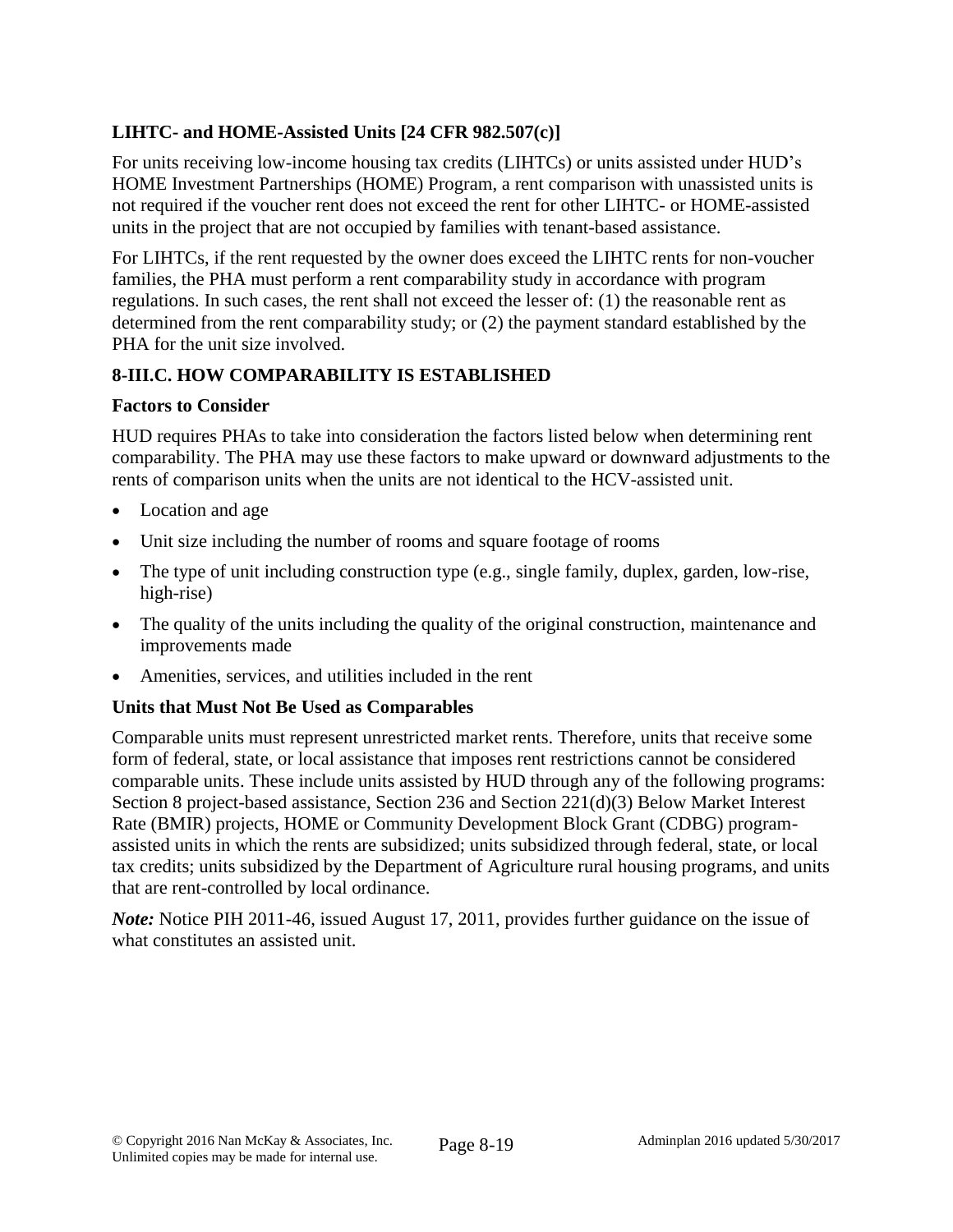### LIHTC- and HOME-Assisted Units [24 CFR 982.507(c)]

For units receiving low-income housing tax credits (LIHTCs) or units assisted under HUD's HOME Investment Partnerships (HOME) Program, a rent comparison with unassisted units is not required if the voucher rent does not exceed the rent for other LIHTC- or HOME-assisted units in the project that are not occupied by families with tenant-based assistance.

For LIHTCs, if the rent requested by the owner does exceed the LIHTC rents for non-voucher families, the PHA must perform a rent comparability study in accordance with program regulations. In such cases, the rent shall not exceed the lesser of: (1) the reasonable rent as determined from the rent comparability study; or (2) the payment standard established by the PHA for the unit size involved.

## 8-III.C. HOW COMPARABILITY IS ESTABLISHED

### Factors to Consider

HUD requires PHAs to take into consideration the factors listed below when determining rent comparability. The PHA may use these factors to make upward or downward adjustments to the rents of comparison units when the units are not identical to the HCV-assisted unit.

- Location and age
- Unit size including the number of rooms and square footage of rooms
- The type of unit including construction type (e.g., single family, duplex, garden, low-rise, high-rise)
- The quality of the units including the quality of the original construction, maintenance and improvements made
- Amenities, services, and utilities included in the rent

### Units that Must Not Be Used as Comparables

Comparable units must represent unrestricted market rents. Therefore, units that receive some form of federal, state, or local assistance that imposes rent restrictions cannot be considered comparable units. These include units assisted by HUD through any of the following programs: Section 8 project-based assistance, Section 236 and Section 221(d)(3) Below Market Interest Rate (BMIR) projects, HOME or Community Development Block Grant (CDBG) program-assisted units in which the rents are subsidized; units subsidized through federal, state, or local tax credits; units subsidized by the Department of Agriculture rural housing programs, and units that are rent-controlled by local ordinance.

***Note:*** Notice PIH 2011-46, issued August 17, 2011, provides further guidance on the issue of what constitutes an assisted unit.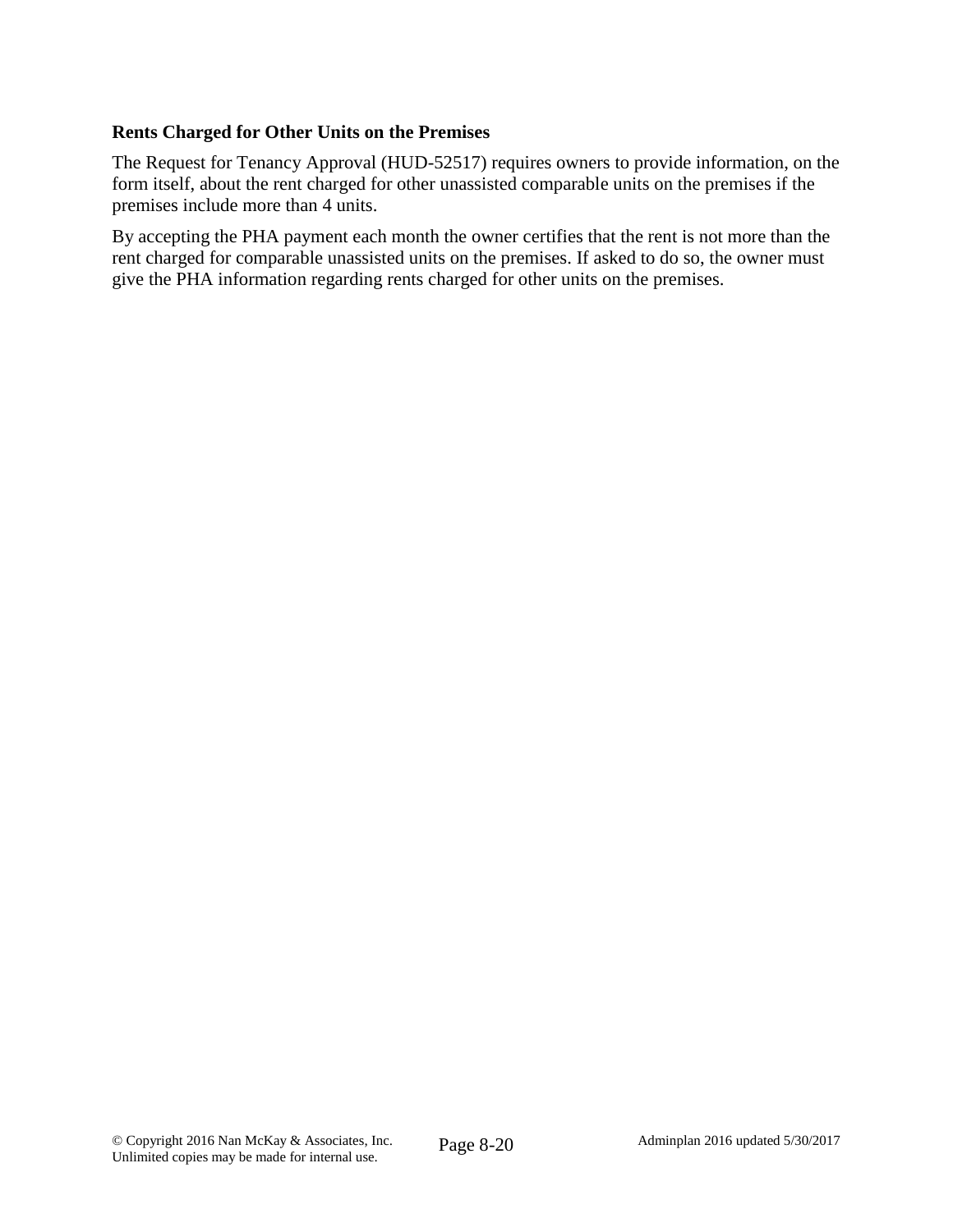**Rents Charged for Other Units on the Premises**

The Request for Tenancy Approval (HUD-52517) requires owners to provide information, on the form itself, about the rent charged for other unassisted comparable units on the premises if the premises include more than 4 units.

By accepting the PHA payment each month the owner certifies that the rent is not more than the rent charged for comparable unassisted units on the premises. If asked to do so, the owner must give the PHA information regarding rents charged for other units on the premises.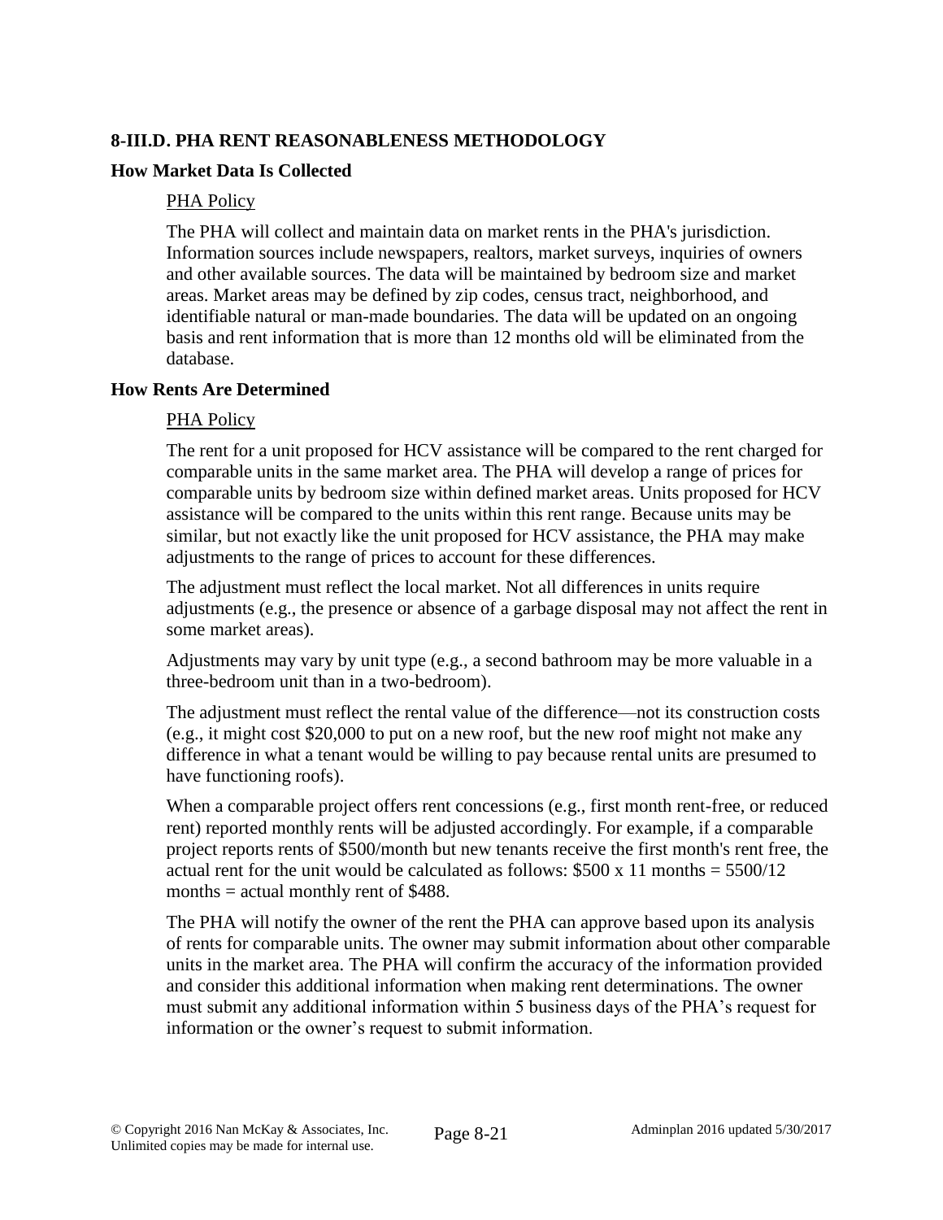## 8-III.D. PHA RENT REASONABLENESS METHODOLOGY

### How Market Data Is Collected

PHA Policy

The PHA will collect and maintain data on market rents in the PHA's jurisdiction. Information sources include newspapers, realtors, market surveys, inquiries of owners and other available sources. The data will be maintained by bedroom size and market areas. Market areas may be defined by zip codes, census tract, neighborhood, and identifiable natural or man-made boundaries. The data will be updated on an ongoing basis and rent information that is more than 12 months old will be eliminated from the database.

### How Rents Are Determined

PHA Policy

The rent for a unit proposed for HCV assistance will be compared to the rent charged for comparable units in the same market area. The PHA will develop a range of prices for comparable units by bedroom size within defined market areas. Units proposed for HCV assistance will be compared to the units within this rent range. Because units may be similar, but not exactly like the unit proposed for HCV assistance, the PHA may make adjustments to the range of prices to account for these differences.

The adjustment must reflect the local market. Not all differences in units require adjustments (e.g., the presence or absence of a garbage disposal may not affect the rent in some market areas).

Adjustments may vary by unit type (e.g., a second bathroom may be more valuable in a three-bedroom unit than in a two-bedroom).

The adjustment must reflect the rental value of the difference—not its construction costs (e.g., it might cost $20,000 to put on a new roof, but the new roof might not make any difference in what a tenant would be willing to pay because rental units are presumed to have functioning roofs).

When a comparable project offers rent concessions (e.g., first month rent-free, or reduced rent) reported monthly rents will be adjusted accordingly. For example, if a comparable project reports rents of $500/month but new tenants receive the first month's rent free, the actual rent for the unit would be calculated as follows: $500 x 11 months = 5500/12 months = actual monthly rent of $488.

The PHA will notify the owner of the rent the PHA can approve based upon its analysis of rents for comparable units. The owner may submit information about other comparable units in the market area. The PHA will confirm the accuracy of the information provided and consider this additional information when making rent determinations. The owner must submit any additional information within 5 business days of the PHA's request for information or the owner's request to submit information.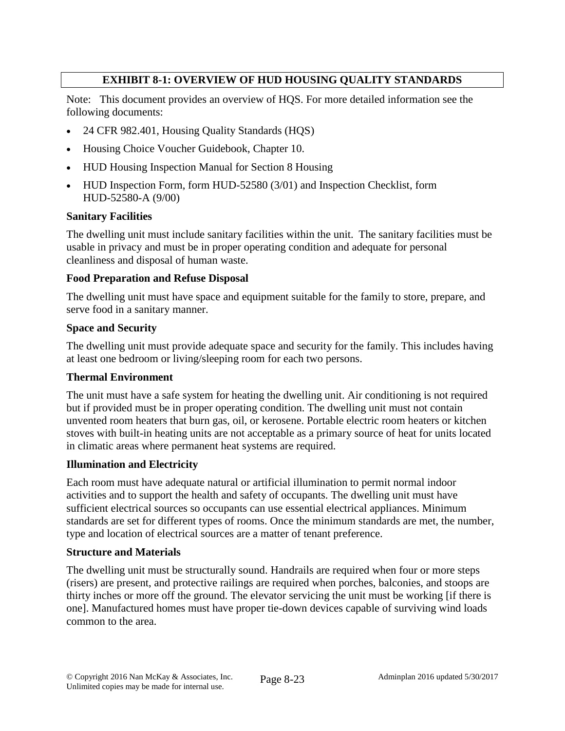# EXHIBIT 8-1: OVERVIEW OF HUD HOUSING QUALITY STANDARDS

Note: This document provides an overview of HQS. For more detailed information see the following documents:

- 24 CFR 982.401, Housing Quality Standards (HQS)
- Housing Choice Voucher Guidebook, Chapter 10.
- HUD Housing Inspection Manual for Section 8 Housing
- HUD Inspection Form, form HUD-52580 (3/01) and Inspection Checklist, form HUD-52580-A (9/00)

**Sanitary Facilities**

The dwelling unit must include sanitary facilities within the unit. The sanitary facilities must be usable in privacy and must be in proper operating condition and adequate for personal cleanliness and disposal of human waste.

**Food Preparation and Refuse Disposal**

The dwelling unit must have space and equipment suitable for the family to store, prepare, and serve food in a sanitary manner.

**Space and Security**

The dwelling unit must provide adequate space and security for the family. This includes having at least one bedroom or living/sleeping room for each two persons.

**Thermal Environment**

The unit must have a safe system for heating the dwelling unit. Air conditioning is not required but if provided must be in proper operating condition. The dwelling unit must not contain unvented room heaters that burn gas, oil, or kerosene. Portable electric room heaters or kitchen stoves with built-in heating units are not acceptable as a primary source of heat for units located in climatic areas where permanent heat systems are required.

**Illumination and Electricity**

Each room must have adequate natural or artificial illumination to permit normal indoor activities and to support the health and safety of occupants. The dwelling unit must have sufficient electrical sources so occupants can use essential electrical appliances. Minimum standards are set for different types of rooms. Once the minimum standards are met, the number, type and location of electrical sources are a matter of tenant preference.

**Structure and Materials**

The dwelling unit must be structurally sound. Handrails are required when four or more steps (risers) are present, and protective railings are required when porches, balconies, and stoops are thirty inches or more off the ground. The elevator servicing the unit must be working [if there is one]. Manufactured homes must have proper tie-down devices capable of surviving wind loads common to the area.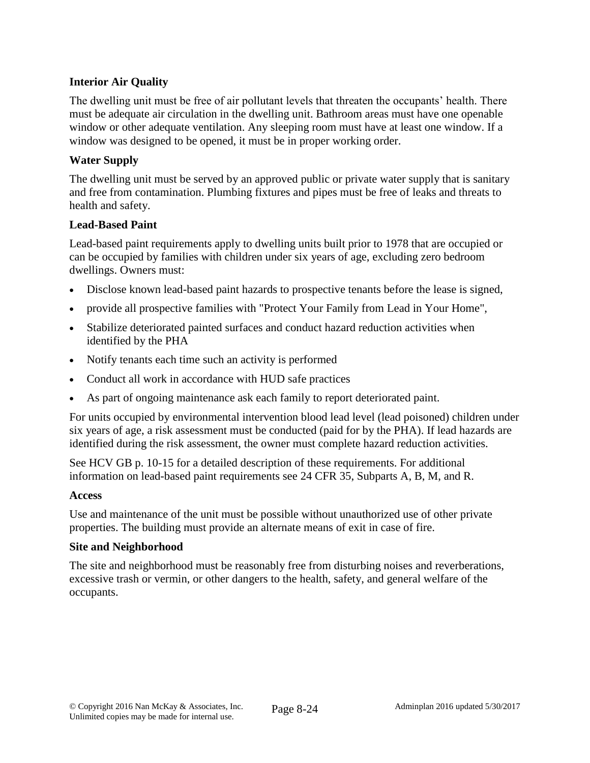**Interior Air Quality**

The dwelling unit must be free of air pollutant levels that threaten the occupants' health. There must be adequate air circulation in the dwelling unit. Bathroom areas must have one openable window or other adequate ventilation. Any sleeping room must have at least one window. If a window was designed to be opened, it must be in proper working order.

**Water Supply**

The dwelling unit must be served by an approved public or private water supply that is sanitary and free from contamination. Plumbing fixtures and pipes must be free of leaks and threats to health and safety.

**Lead-Based Paint**

Lead-based paint requirements apply to dwelling units built prior to 1978 that are occupied or can be occupied by families with children under six years of age, excluding zero bedroom dwellings. Owners must:

- Disclose known lead-based paint hazards to prospective tenants before the lease is signed,
- provide all prospective families with "Protect Your Family from Lead in Your Home",
- Stabilize deteriorated painted surfaces and conduct hazard reduction activities when identified by the PHA
- Notify tenants each time such an activity is performed
- Conduct all work in accordance with HUD safe practices
- As part of ongoing maintenance ask each family to report deteriorated paint.

For units occupied by environmental intervention blood lead level (lead poisoned) children under six years of age, a risk assessment must be conducted (paid for by the PHA). If lead hazards are identified during the risk assessment, the owner must complete hazard reduction activities.

See HCV GB p. 10-15 for a detailed description of these requirements. For additional information on lead-based paint requirements see 24 CFR 35, Subparts A, B, M, and R.

**Access**

Use and maintenance of the unit must be possible without unauthorized use of other private properties. The building must provide an alternate means of exit in case of fire.

**Site and Neighborhood**

The site and neighborhood must be reasonably free from disturbing noises and reverberations, excessive trash or vermin, or other dangers to the health, safety, and general welfare of the occupants.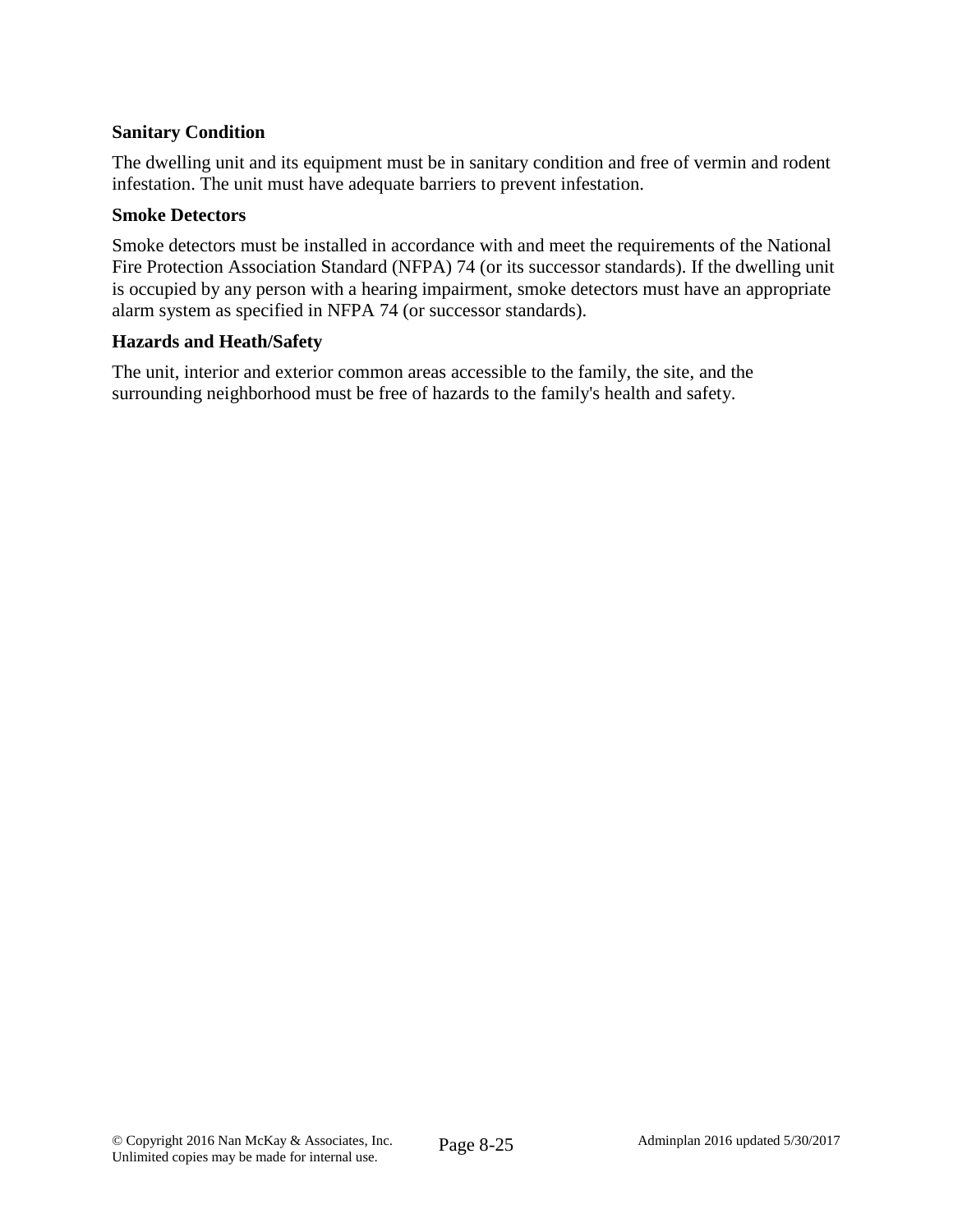**Sanitary Condition**

The dwelling unit and its equipment must be in sanitary condition and free of vermin and rodent infestation. The unit must have adequate barriers to prevent infestation.

**Smoke Detectors**

Smoke detectors must be installed in accordance with and meet the requirements of the National Fire Protection Association Standard (NFPA) 74 (or its successor standards). If the dwelling unit is occupied by any person with a hearing impairment, smoke detectors must have an appropriate alarm system as specified in NFPA 74 (or successor standards).

**Hazards and Heath/Safety**

The unit, interior and exterior common areas accessible to the family, the site, and the surrounding neighborhood must be free of hazards to the family's health and safety.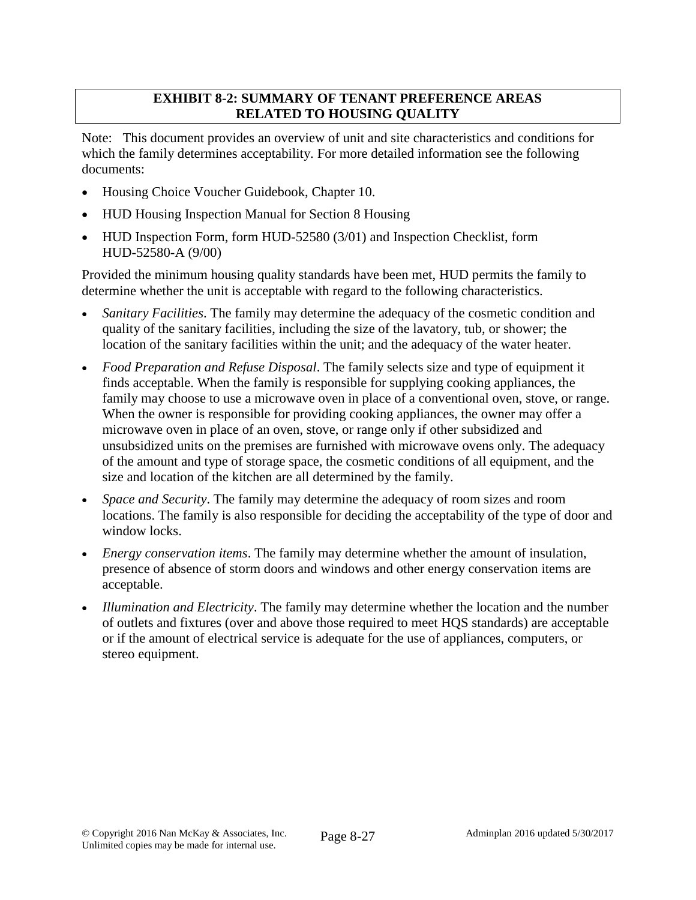## EXHIBIT 8-2: SUMMARY OF TENANT PREFERENCE AREAS RELATED TO HOUSING QUALITY

Note: This document provides an overview of unit and site characteristics and conditions for which the family determines acceptability. For more detailed information see the following documents:

- Housing Choice Voucher Guidebook, Chapter 10.
- HUD Housing Inspection Manual for Section 8 Housing
- HUD Inspection Form, form HUD-52580 (3/01) and Inspection Checklist, form HUD-52580-A (9/00)

Provided the minimum housing quality standards have been met, HUD permits the family to determine whether the unit is acceptable with regard to the following characteristics.

- *Sanitary Facilities*. The family may determine the adequacy of the cosmetic condition and quality of the sanitary facilities, including the size of the lavatory, tub, or shower; the location of the sanitary facilities within the unit; and the adequacy of the water heater.
- *Food Preparation and Refuse Disposal*. The family selects size and type of equipment it finds acceptable. When the family is responsible for supplying cooking appliances, the family may choose to use a microwave oven in place of a conventional oven, stove, or range. When the owner is responsible for providing cooking appliances, the owner may offer a microwave oven in place of an oven, stove, or range only if other subsidized and unsubsidized units on the premises are furnished with microwave ovens only. The adequacy of the amount and type of storage space, the cosmetic conditions of all equipment, and the size and location of the kitchen are all determined by the family.
- *Space and Security*. The family may determine the adequacy of room sizes and room locations. The family is also responsible for deciding the acceptability of the type of door and window locks.
- *Energy conservation items*. The family may determine whether the amount of insulation, presence of absence of storm doors and windows and other energy conservation items are acceptable.
- *Illumination and Electricity*. The family may determine whether the location and the number of outlets and fixtures (over and above those required to meet HQS standards) are acceptable or if the amount of electrical service is adequate for the use of appliances, computers, or stereo equipment.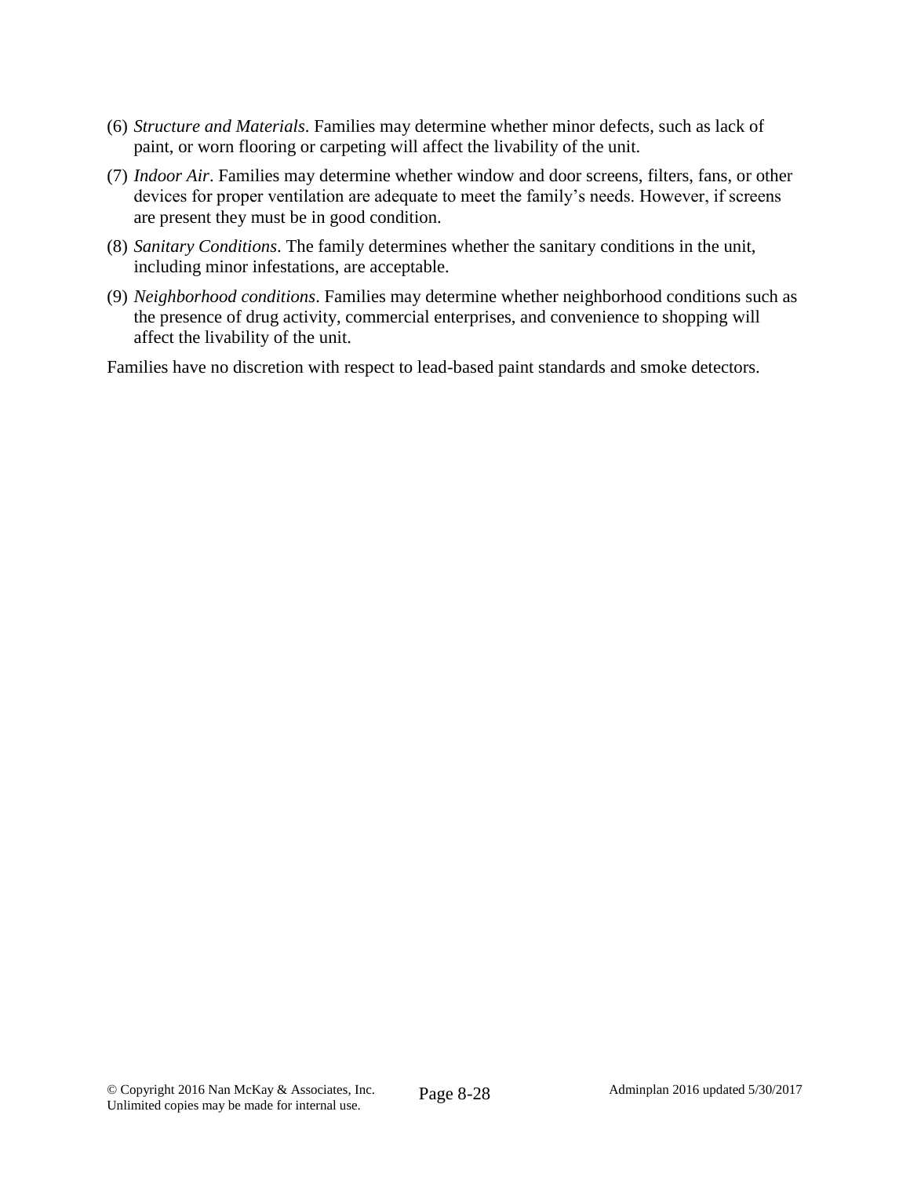(6) *Structure and Materials*. Families may determine whether minor defects, such as lack of paint, or worn flooring or carpeting will affect the livability of the unit.

(7) *Indoor Air*. Families may determine whether window and door screens, filters, fans, or other devices for proper ventilation are adequate to meet the family's needs. However, if screens are present they must be in good condition.

(8) *Sanitary Conditions*. The family determines whether the sanitary conditions in the unit, including minor infestations, are acceptable.

(9) *Neighborhood conditions*. Families may determine whether neighborhood conditions such as the presence of drug activity, commercial enterprises, and convenience to shopping will affect the livability of the unit.

Families have no discretion with respect to lead-based paint standards and smoke detectors.